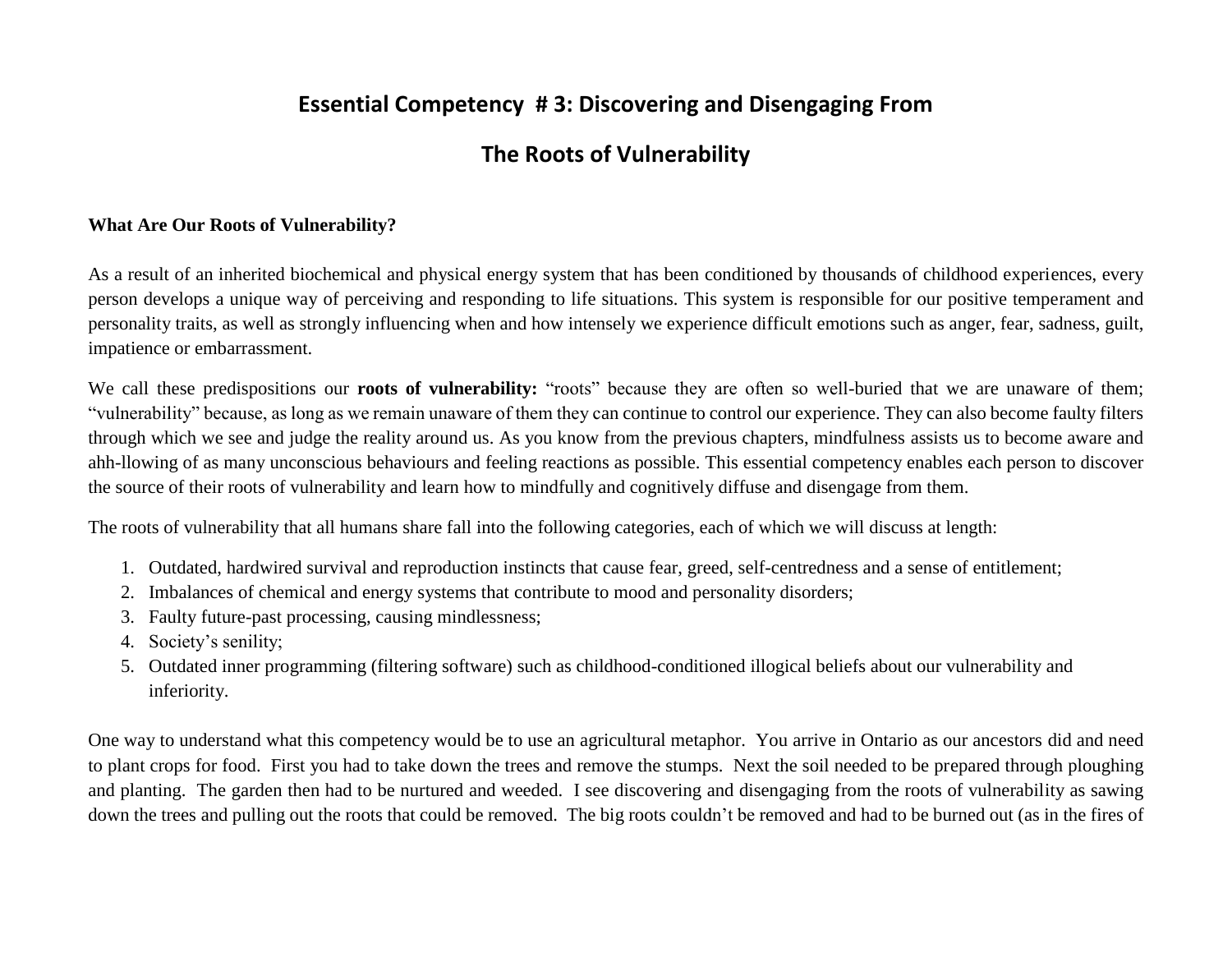# Essential Competency # 3: Discovering and Disengaging From The Roots of Vulnerability

**What Are Our Roots of Vulnerability?**

As a result of an inherited biochemical and physical energy system that has been conditioned by thousands of childhood experiences, every person develops a unique way of perceiving and responding to life situations. This system is responsible for our positive temperament and personality traits, as well as strongly influencing when and how intensely we experience difficult emotions such as anger, fear, sadness, guilt, impatience or embarrassment.

We call these predispositions our **roots of vulnerability:** "roots" because they are often so well-buried that we are unaware of them; "vulnerability" because, as long as we remain unaware of them they can continue to control our experience. They can also become faulty filters through which we see and judge the reality around us. As you know from the previous chapters, mindfulness assists us to become aware and ahh-llowing of as many unconscious behaviours and feeling reactions as possible. This essential competency enables each person to discover the source of their roots of vulnerability and learn how to mindfully and cognitively diffuse and disengage from them.

The roots of vulnerability that all humans share fall into the following categories, each of which we will discuss at length:

1. Outdated, hardwired survival and reproduction instincts that cause fear, greed, self-centredness and a sense of entitlement;
2. Imbalances of chemical and energy systems that contribute to mood and personality disorders;
3. Faulty future-past processing, causing mindlessness;
4. Society's senility;
5. Outdated inner programming (filtering software) such as childhood-conditioned illogical beliefs about our vulnerability and inferiority.

One way to understand what this competency would be to use an agricultural metaphor. You arrive in Ontario as our ancestors did and need to plant crops for food. First you had to take down the trees and remove the stumps. Next the soil needed to be prepared through ploughing and planting. The garden then had to be nurtured and weeded. I see discovering and disengaging from the roots of vulnerability as sawing down the trees and pulling out the roots that could be removed. The big roots couldn't be removed and had to be burned out (as in the fires of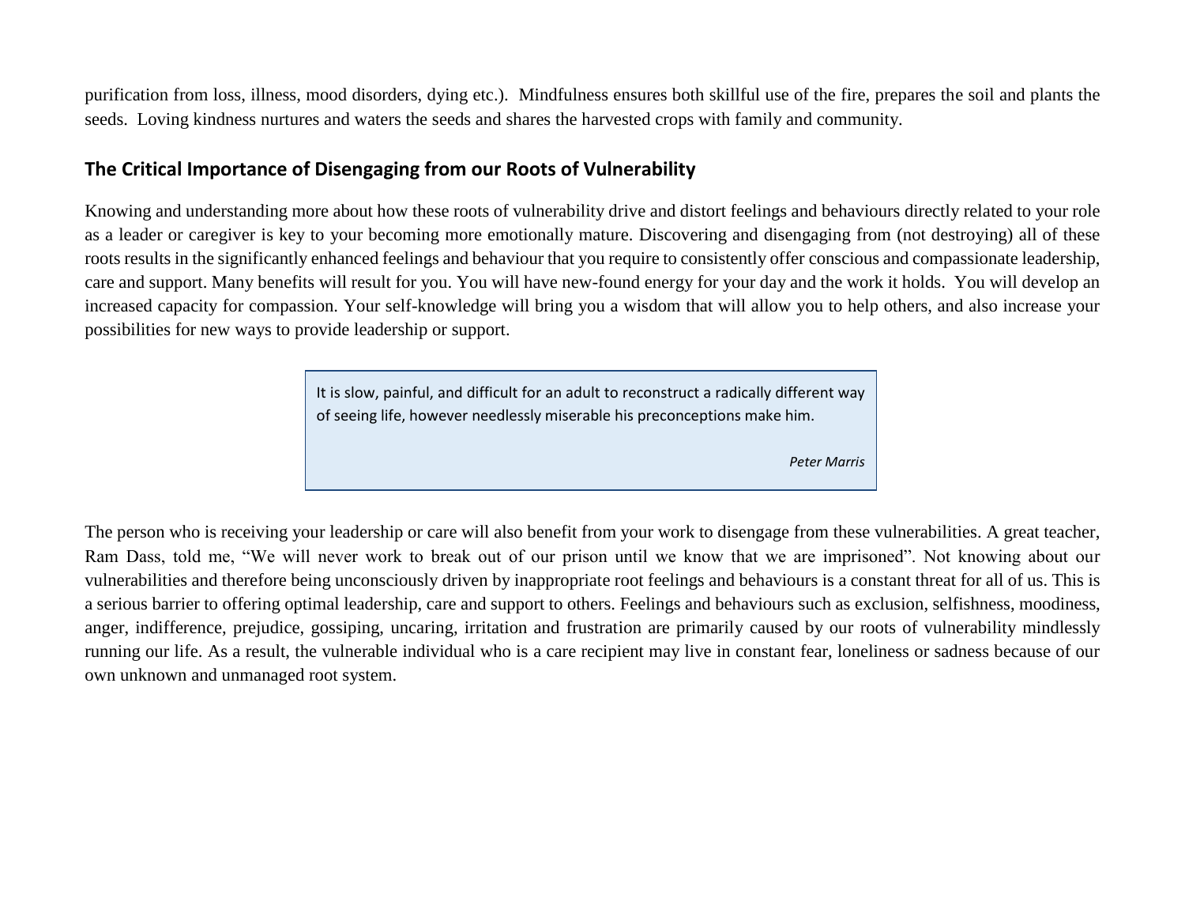purification from loss, illness, mood disorders, dying etc.). Mindfulness ensures both skillful use of the fire, prepares the soil and plants the seeds. Loving kindness nurtures and waters the seeds and shares the harvested crops with family and community.

## The Critical Importance of Disengaging from our Roots of Vulnerability

Knowing and understanding more about how these roots of vulnerability drive and distort feelings and behaviours directly related to your role as a leader or caregiver is key to your becoming more emotionally mature. Discovering and disengaging from (not destroying) all of these roots results in the significantly enhanced feelings and behaviour that you require to consistently offer conscious and compassionate leadership, care and support. Many benefits will result for you. You will have new-found energy for your day and the work it holds. You will develop an increased capacity for compassion. Your self-knowledge will bring you a wisdom that will allow you to help others, and also increase your possibilities for new ways to provide leadership or support.

> It is slow, painful, and difficult for an adult to reconstruct a radically different way of seeing life, however needlessly miserable his preconceptions make him.
>
> *Peter Marris*

The person who is receiving your leadership or care will also benefit from your work to disengage from these vulnerabilities. A great teacher, Ram Dass, told me, "We will never work to break out of our prison until we know that we are imprisoned". Not knowing about our vulnerabilities and therefore being unconsciously driven by inappropriate root feelings and behaviours is a constant threat for all of us. This is a serious barrier to offering optimal leadership, care and support to others. Feelings and behaviours such as exclusion, selfishness, moodiness, anger, indifference, prejudice, gossiping, uncaring, irritation and frustration are primarily caused by our roots of vulnerability mindlessly running our life. As a result, the vulnerable individual who is a care recipient may live in constant fear, loneliness or sadness because of our own unknown and unmanaged root system.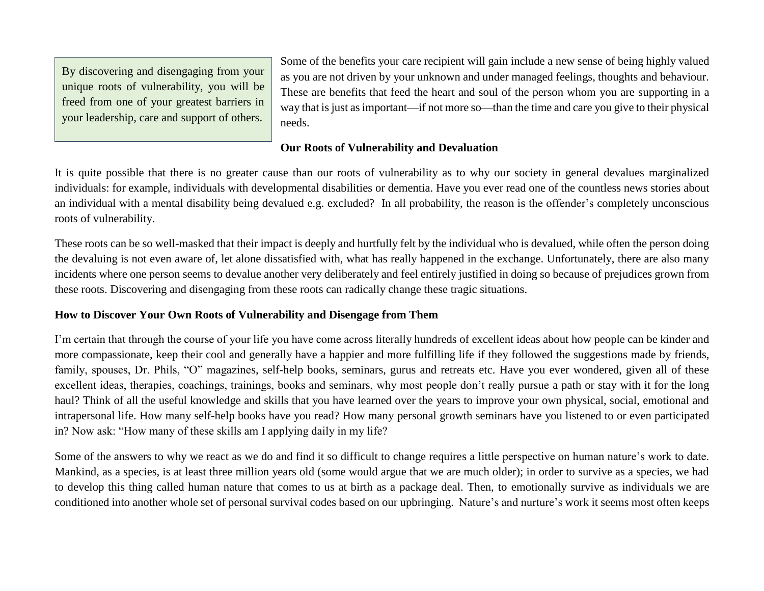> By discovering and disengaging from your unique roots of vulnerability, you will be freed from one of your greatest barriers in your leadership, care and support of others.

Some of the benefits your care recipient will gain include a new sense of being highly valued as you are not driven by your unknown and under managed feelings, thoughts and behaviour. These are benefits that feed the heart and soul of the person whom you are supporting in a way that is just as important—if not more so—than the time and care you give to their physical needs.

**Our Roots of Vulnerability and Devaluation**

It is quite possible that there is no greater cause than our roots of vulnerability as to why our society in general devalues marginalized individuals: for example, individuals with developmental disabilities or dementia. Have you ever read one of the countless news stories about an individual with a mental disability being devalued e.g. excluded? In all probability, the reason is the offender's completely unconscious roots of vulnerability.

These roots can be so well-masked that their impact is deeply and hurtfully felt by the individual who is devalued, while often the person doing the devaluing is not even aware of, let alone dissatisfied with, what has really happened in the exchange. Unfortunately, there are also many incidents where one person seems to devalue another very deliberately and feel entirely justified in doing so because of prejudices grown from these roots. Discovering and disengaging from these roots can radically change these tragic situations.

**How to Discover Your Own Roots of Vulnerability and Disengage from Them**

I'm certain that through the course of your life you have come across literally hundreds of excellent ideas about how people can be kinder and more compassionate, keep their cool and generally have a happier and more fulfilling life if they followed the suggestions made by friends, family, spouses, Dr. Phils, "O" magazines, self-help books, seminars, gurus and retreats etc. Have you ever wondered, given all of these excellent ideas, therapies, coachings, trainings, books and seminars, why most people don't really pursue a path or stay with it for the long haul? Think of all the useful knowledge and skills that you have learned over the years to improve your own physical, social, emotional and intrapersonal life. How many self-help books have you read? How many personal growth seminars have you listened to or even participated in? Now ask: "How many of these skills am I applying daily in my life?

Some of the answers to why we react as we do and find it so difficult to change requires a little perspective on human nature's work to date. Mankind, as a species, is at least three million years old (some would argue that we are much older); in order to survive as a species, we had to develop this thing called human nature that comes to us at birth as a package deal. Then, to emotionally survive as individuals we are conditioned into another whole set of personal survival codes based on our upbringing. Nature's and nurture's work it seems most often keeps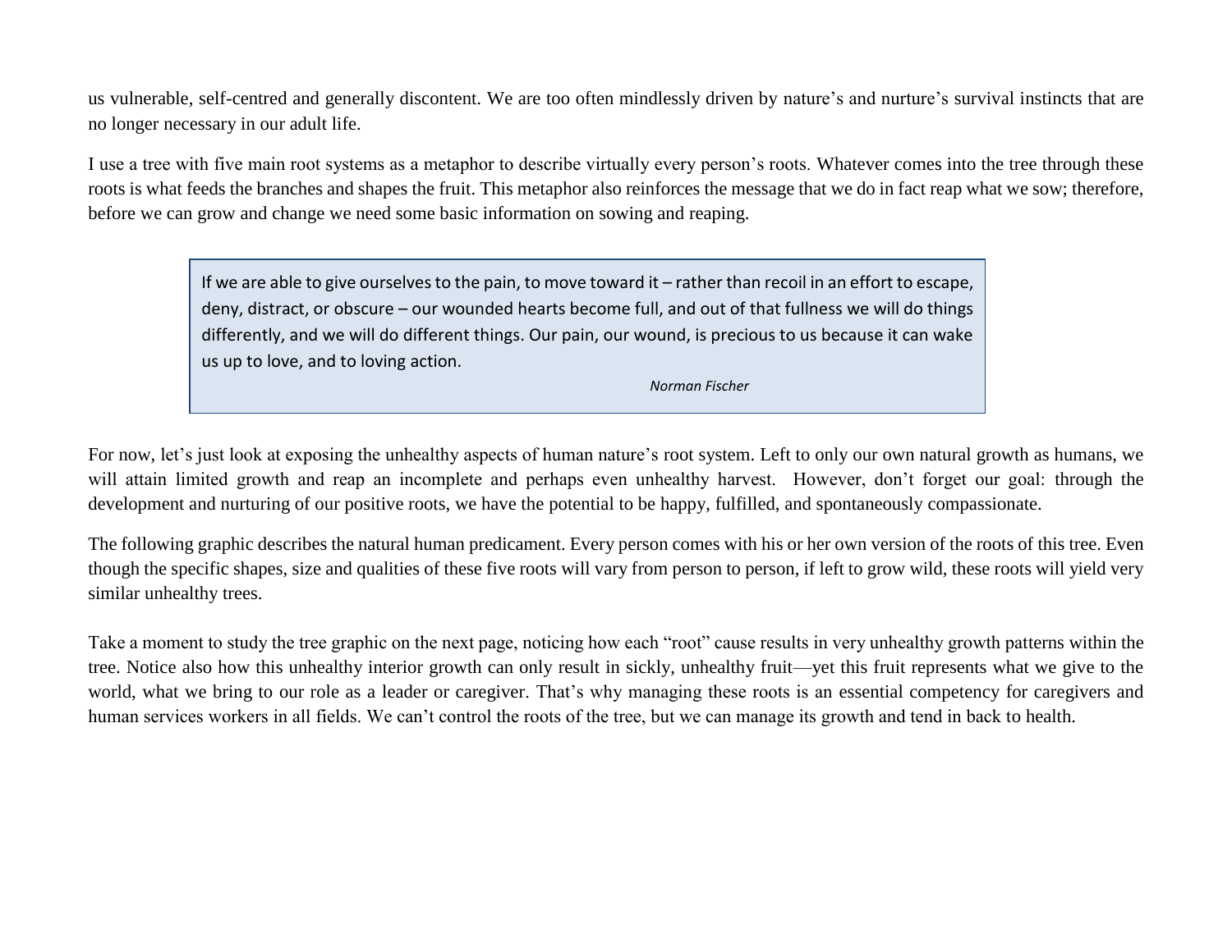us vulnerable, self-centred and generally discontent. We are too often mindlessly driven by nature's and nurture's survival instincts that are no longer necessary in our adult life.

I use a tree with five main root systems as a metaphor to describe virtually every person's roots. Whatever comes into the tree through these roots is what feeds the branches and shapes the fruit. This metaphor also reinforces the message that we do in fact reap what we sow; therefore, before we can grow and change we need some basic information on sowing and reaping.

> If we are able to give ourselves to the pain, to move toward it – rather than recoil in an effort to escape, deny, distract, or obscure – our wounded hearts become full, and out of that fullness we will do things differently, and we will do different things. Our pain, our wound, is precious to us because it can wake us up to love, and to loving action.
>
> *Norman Fischer*

For now, let's just look at exposing the unhealthy aspects of human nature's root system. Left to only our own natural growth as humans, we will attain limited growth and reap an incomplete and perhaps even unhealthy harvest. However, don't forget our goal: through the development and nurturing of our positive roots, we have the potential to be happy, fulfilled, and spontaneously compassionate.

The following graphic describes the natural human predicament. Every person comes with his or her own version of the roots of this tree. Even though the specific shapes, size and qualities of these five roots will vary from person to person, if left to grow wild, these roots will yield very similar unhealthy trees.

Take a moment to study the tree graphic on the next page, noticing how each "root" cause results in very unhealthy growth patterns within the tree. Notice also how this unhealthy interior growth can only result in sickly, unhealthy fruit—yet this fruit represents what we give to the world, what we bring to our role as a leader or caregiver. That's why managing these roots is an essential competency for caregivers and human services workers in all fields. We can't control the roots of the tree, but we can manage its growth and tend in back to health.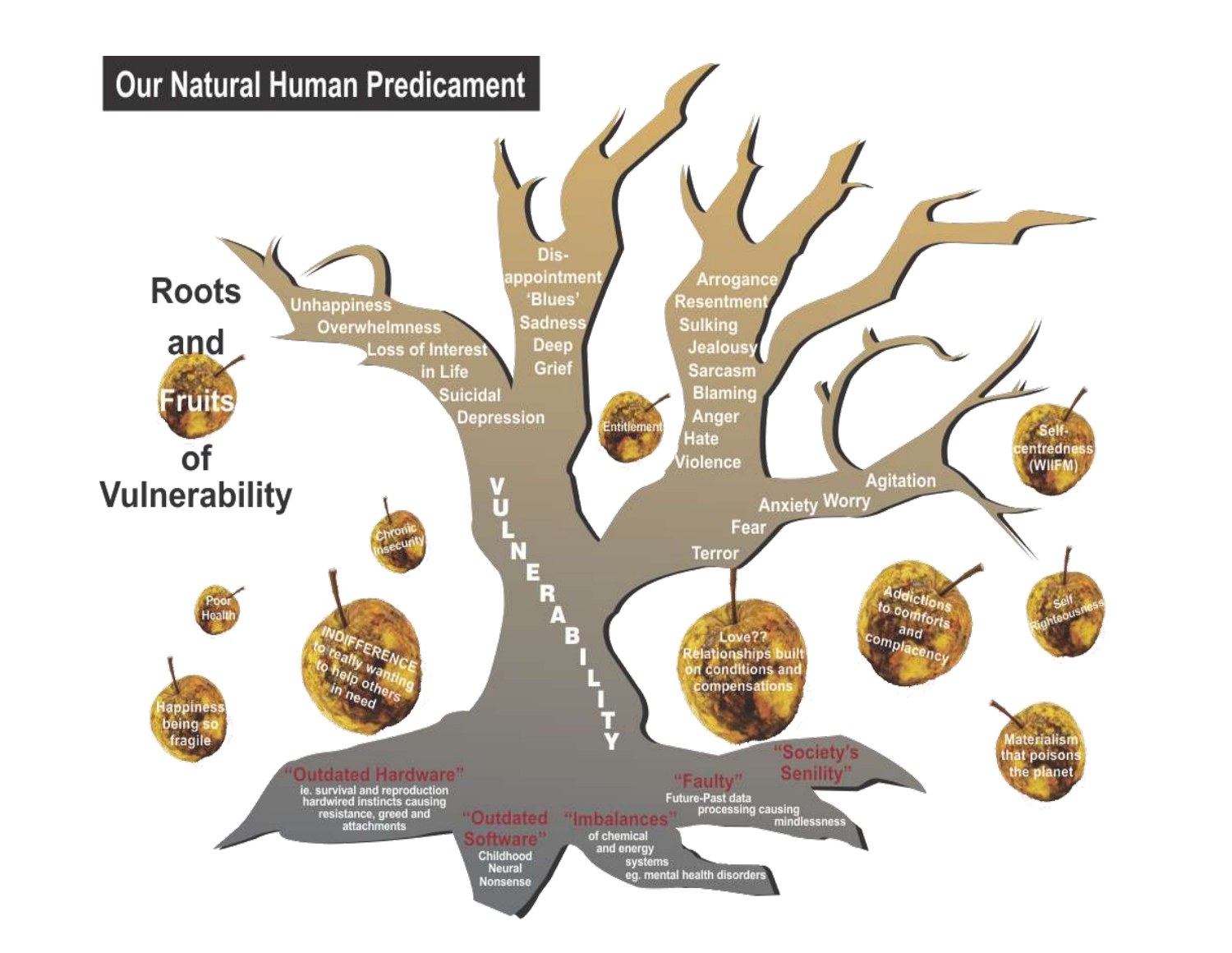# Our Natural Human Predicament

## Roots and Fruits of Vulnerability

**VULNERABILITY**

- Unhappiness
- Overwhelmness
- Loss of Interest in Life
- Suicidal
- Depression

- Dis-appointment
- 'Blues'
- Sadness
- Deep
- Grief

- Arrogance
- Resentment
- Sulking
- Jealousy
- Sarcasm
- Blaming
- Anger
- Hate
- Violence

- Agitation
- Worry
- Anxiety
- Fear
- Terror

Fruits:

- Entitlement
- Self-centredness (WIIFM)
- Chronic Insecurity
- Poor Health
- INDIFFERENCE to really wanting to help others in need
- Happiness being so fragile
- Love?? Relationships built on conditions and compensations
- Addictions to comforts and complacency
- Self Righteousness
- Materialism that poisons the planet

Roots:

- **"Outdated Hardware"** ie. survival and reproduction hardwired instincts causing resistance, greed and attachments
- **"Outdated Software"** Childhood Neural Nonsense
- **"Imbalances"** of chemical and energy systems eg. mental health disorders
- **"Faulty"** Future-Past data processing causing mindlessness
- **"Society's Senility"**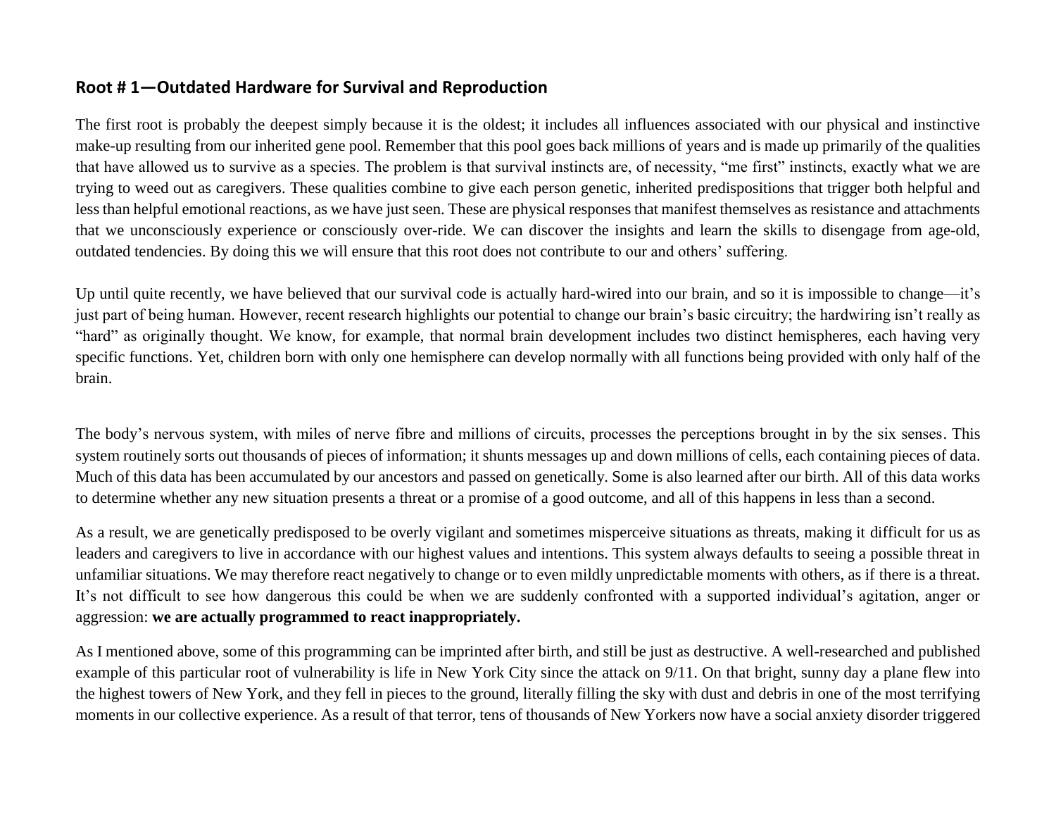## Root # 1—Outdated Hardware for Survival and Reproduction

The first root is probably the deepest simply because it is the oldest; it includes all influences associated with our physical and instinctive make-up resulting from our inherited gene pool. Remember that this pool goes back millions of years and is made up primarily of the qualities that have allowed us to survive as a species. The problem is that survival instincts are, of necessity, "me first" instincts, exactly what we are trying to weed out as caregivers. These qualities combine to give each person genetic, inherited predispositions that trigger both helpful and less than helpful emotional reactions, as we have just seen. These are physical responses that manifest themselves as resistance and attachments that we unconsciously experience or consciously over-ride. We can discover the insights and learn the skills to disengage from age-old, outdated tendencies. By doing this we will ensure that this root does not contribute to our and others' suffering.

Up until quite recently, we have believed that our survival code is actually hard-wired into our brain, and so it is impossible to change—it's just part of being human. However, recent research highlights our potential to change our brain's basic circuitry; the hardwiring isn't really as "hard" as originally thought. We know, for example, that normal brain development includes two distinct hemispheres, each having very specific functions. Yet, children born with only one hemisphere can develop normally with all functions being provided with only half of the brain.

The body's nervous system, with miles of nerve fibre and millions of circuits, processes the perceptions brought in by the six senses. This system routinely sorts out thousands of pieces of information; it shunts messages up and down millions of cells, each containing pieces of data. Much of this data has been accumulated by our ancestors and passed on genetically. Some is also learned after our birth. All of this data works to determine whether any new situation presents a threat or a promise of a good outcome, and all of this happens in less than a second.

As a result, we are genetically predisposed to be overly vigilant and sometimes misperceive situations as threats, making it difficult for us as leaders and caregivers to live in accordance with our highest values and intentions. This system always defaults to seeing a possible threat in unfamiliar situations. We may therefore react negatively to change or to even mildly unpredictable moments with others, as if there is a threat. It's not difficult to see how dangerous this could be when we are suddenly confronted with a supported individual's agitation, anger or aggression: **we are actually programmed to react inappropriately.**

As I mentioned above, some of this programming can be imprinted after birth, and still be just as destructive. A well-researched and published example of this particular root of vulnerability is life in New York City since the attack on 9/11. On that bright, sunny day a plane flew into the highest towers of New York, and they fell in pieces to the ground, literally filling the sky with dust and debris in one of the most terrifying moments in our collective experience. As a result of that terror, tens of thousands of New Yorkers now have a social anxiety disorder triggered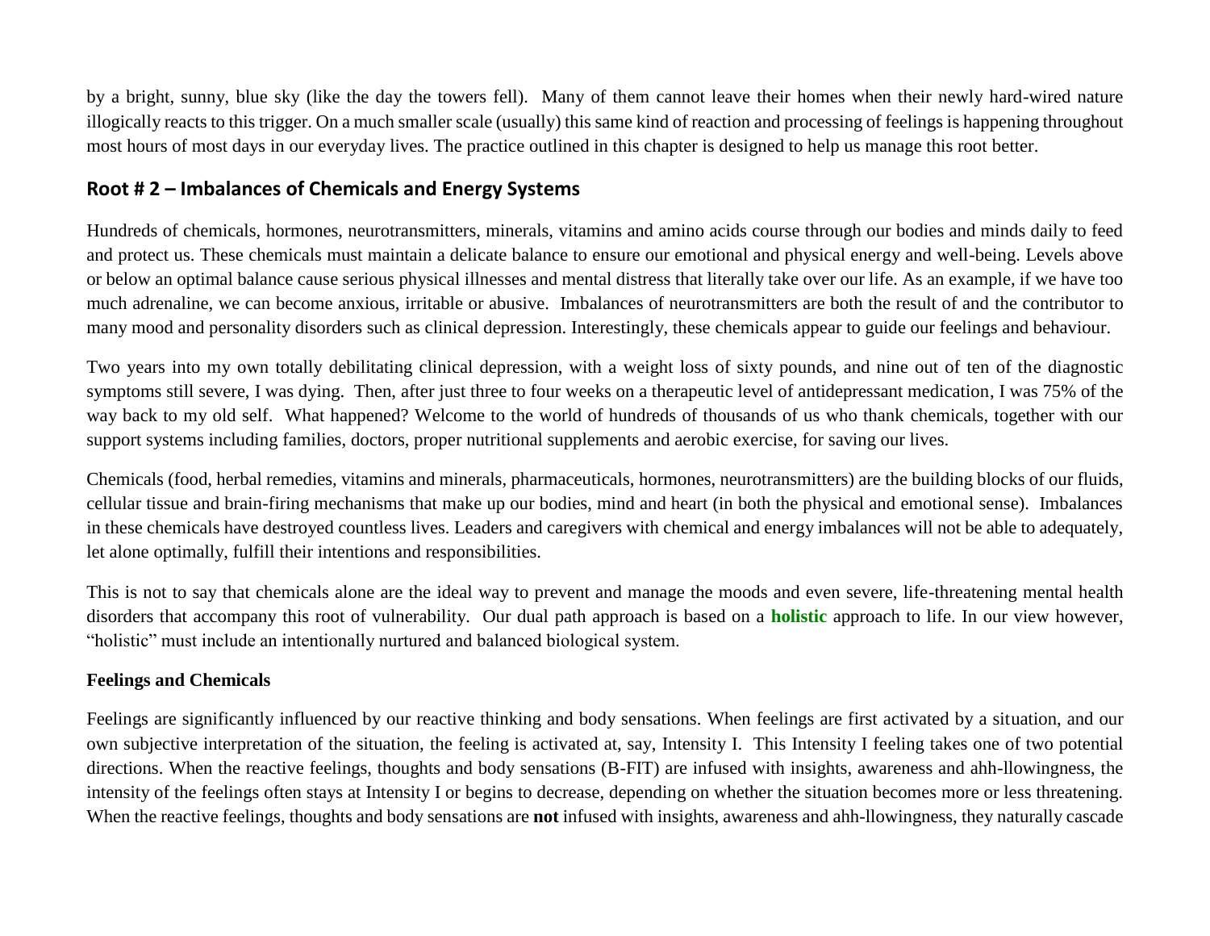by a bright, sunny, blue sky (like the day the towers fell). Many of them cannot leave their homes when their newly hard-wired nature illogically reacts to this trigger. On a much smaller scale (usually) this same kind of reaction and processing of feelings is happening throughout most hours of most days in our everyday lives. The practice outlined in this chapter is designed to help us manage this root better.

## Root # 2 – Imbalances of Chemicals and Energy Systems

Hundreds of chemicals, hormones, neurotransmitters, minerals, vitamins and amino acids course through our bodies and minds daily to feed and protect us. These chemicals must maintain a delicate balance to ensure our emotional and physical energy and well-being. Levels above or below an optimal balance cause serious physical illnesses and mental distress that literally take over our life. As an example, if we have too much adrenaline, we can become anxious, irritable or abusive. Imbalances of neurotransmitters are both the result of and the contributor to many mood and personality disorders such as clinical depression. Interestingly, these chemicals appear to guide our feelings and behaviour.

Two years into my own totally debilitating clinical depression, with a weight loss of sixty pounds, and nine out of ten of the diagnostic symptoms still severe, I was dying. Then, after just three to four weeks on a therapeutic level of antidepressant medication, I was 75% of the way back to my old self. What happened? Welcome to the world of hundreds of thousands of us who thank chemicals, together with our support systems including families, doctors, proper nutritional supplements and aerobic exercise, for saving our lives.

Chemicals (food, herbal remedies, vitamins and minerals, pharmaceuticals, hormones, neurotransmitters) are the building blocks of our fluids, cellular tissue and brain-firing mechanisms that make up our bodies, mind and heart (in both the physical and emotional sense). Imbalances in these chemicals have destroyed countless lives. Leaders and caregivers with chemical and energy imbalances will not be able to adequately, let alone optimally, fulfill their intentions and responsibilities.

This is not to say that chemicals alone are the ideal way to prevent and manage the moods and even severe, life-threatening mental health disorders that accompany this root of vulnerability. Our dual path approach is based on a **holistic** approach to life. In our view however, "holistic" must include an intentionally nurtured and balanced biological system.

### Feelings and Chemicals

Feelings are significantly influenced by our reactive thinking and body sensations. When feelings are first activated by a situation, and our own subjective interpretation of the situation, the feeling is activated at, say, Intensity I. This Intensity I feeling takes one of two potential directions. When the reactive feelings, thoughts and body sensations (B-FIT) are infused with insights, awareness and ahh-llowingness, the intensity of the feelings often stays at Intensity I or begins to decrease, depending on whether the situation becomes more or less threatening. When the reactive feelings, thoughts and body sensations are **not** infused with insights, awareness and ahh-llowingness, they naturally cascade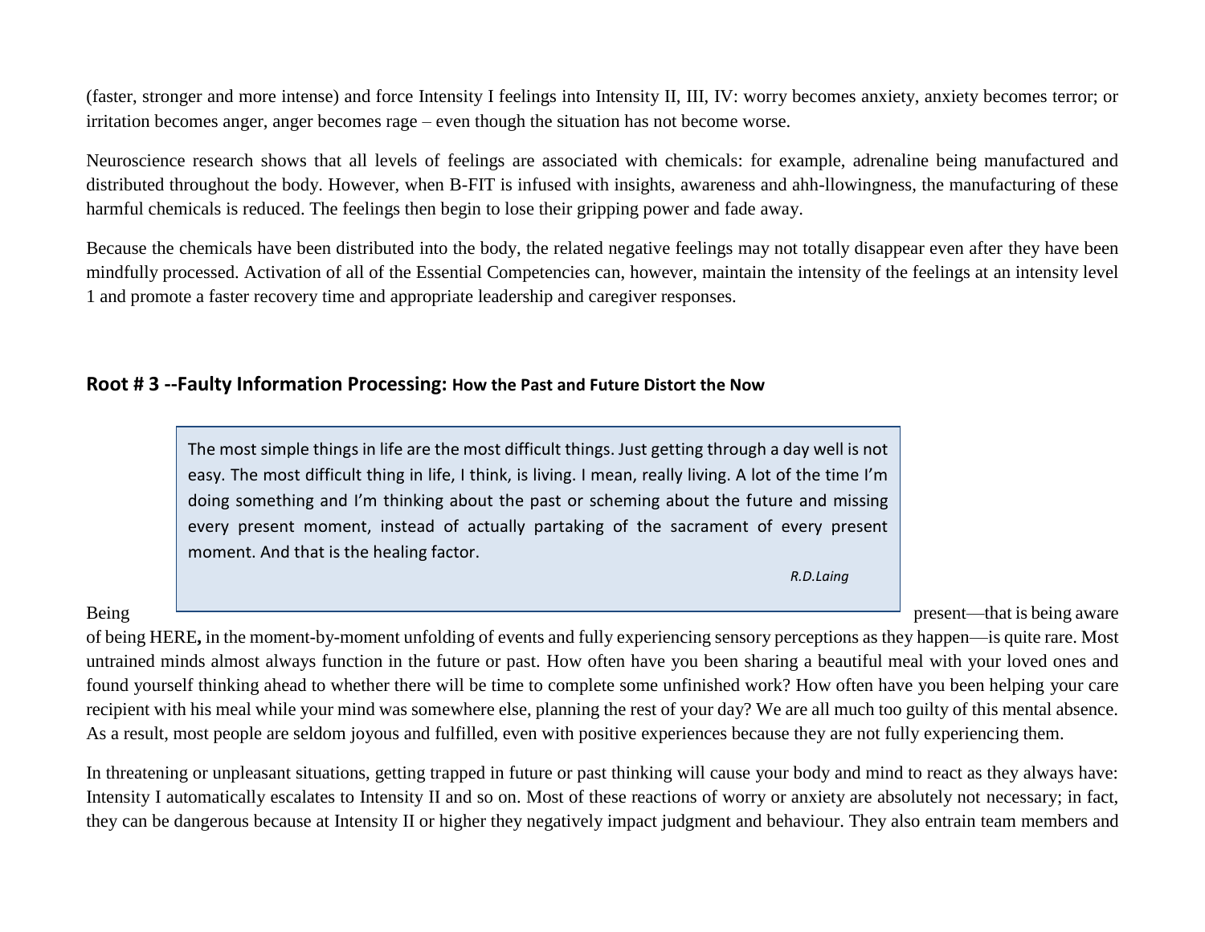(faster, stronger and more intense) and force Intensity I feelings into Intensity II, III, IV: worry becomes anxiety, anxiety becomes terror; or irritation becomes anger, anger becomes rage – even though the situation has not become worse.

Neuroscience research shows that all levels of feelings are associated with chemicals: for example, adrenaline being manufactured and distributed throughout the body. However, when B-FIT is infused with insights, awareness and ahh-llowingness, the manufacturing of these harmful chemicals is reduced. The feelings then begin to lose their gripping power and fade away.

Because the chemicals have been distributed into the body, the related negative feelings may not totally disappear even after they have been mindfully processed. Activation of all of the Essential Competencies can, however, maintain the intensity of the feelings at an intensity level 1 and promote a faster recovery time and appropriate leadership and caregiver responses.

## Root # 3 --Faulty Information Processing: How the Past and Future Distort the Now

> The most simple things in life are the most difficult things. Just getting through a day well is not easy. The most difficult thing in life, I think, is living. I mean, really living. A lot of the time I'm doing something and I'm thinking about the past or scheming about the future and missing every present moment, instead of actually partaking of the sacrament of every present moment. And that is the healing factor.
>
> *R.D.Laing*

Being present—that is being aware of being HERE**,** in the moment-by-moment unfolding of events and fully experiencing sensory perceptions as they happen—is quite rare. Most untrained minds almost always function in the future or past. How often have you been sharing a beautiful meal with your loved ones and found yourself thinking ahead to whether there will be time to complete some unfinished work? How often have you been helping your care recipient with his meal while your mind was somewhere else, planning the rest of your day? We are all much too guilty of this mental absence. As a result, most people are seldom joyous and fulfilled, even with positive experiences because they are not fully experiencing them.

In threatening or unpleasant situations, getting trapped in future or past thinking will cause your body and mind to react as they always have: Intensity I automatically escalates to Intensity II and so on. Most of these reactions of worry or anxiety are absolutely not necessary; in fact, they can be dangerous because at Intensity II or higher they negatively impact judgment and behaviour. They also entrain team members and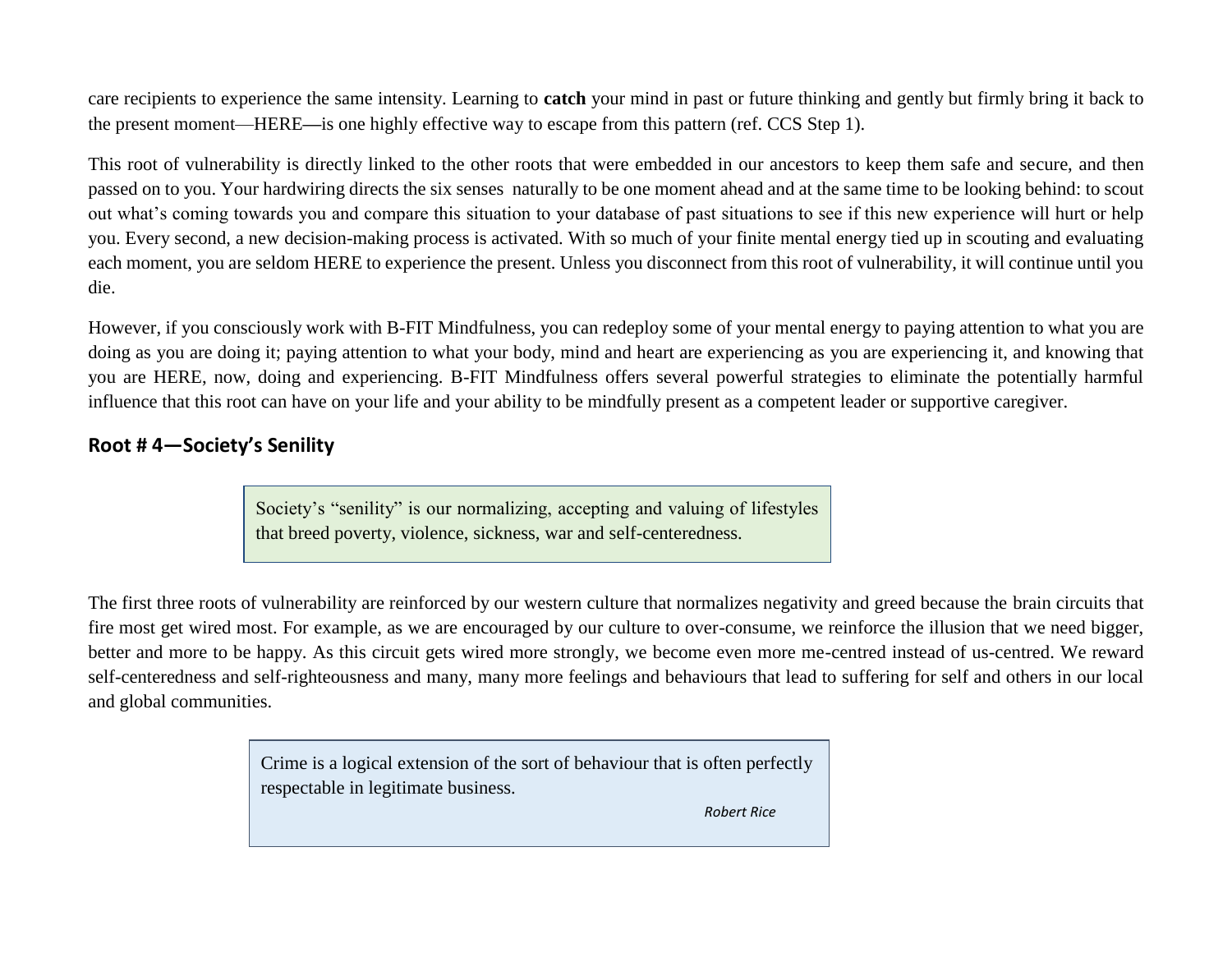care recipients to experience the same intensity. Learning to **catch** your mind in past or future thinking and gently but firmly bring it back to the present moment—HERE—is one highly effective way to escape from this pattern (ref. CCS Step 1).

This root of vulnerability is directly linked to the other roots that were embedded in our ancestors to keep them safe and secure, and then passed on to you. Your hardwiring directs the six senses naturally to be one moment ahead and at the same time to be looking behind: to scout out what's coming towards you and compare this situation to your database of past situations to see if this new experience will hurt or help you. Every second, a new decision-making process is activated. With so much of your finite mental energy tied up in scouting and evaluating each moment, you are seldom HERE to experience the present. Unless you disconnect from this root of vulnerability, it will continue until you die.

However, if you consciously work with B-FIT Mindfulness, you can redeploy some of your mental energy to paying attention to what you are doing as you are doing it; paying attention to what your body, mind and heart are experiencing as you are experiencing it, and knowing that you are HERE, now, doing and experiencing. B-FIT Mindfulness offers several powerful strategies to eliminate the potentially harmful influence that this root can have on your life and your ability to be mindfully present as a competent leader or supportive caregiver.

## Root # 4—Society's Senility

> Society's "senility" is our normalizing, accepting and valuing of lifestyles that breed poverty, violence, sickness, war and self-centeredness.

The first three roots of vulnerability are reinforced by our western culture that normalizes negativity and greed because the brain circuits that fire most get wired most. For example, as we are encouraged by our culture to over-consume, we reinforce the illusion that we need bigger, better and more to be happy. As this circuit gets wired more strongly, we become even more me-centred instead of us-centred. We reward self-centeredness and self-righteousness and many, many more feelings and behaviours that lead to suffering for self and others in our local and global communities.

> Crime is a logical extension of the sort of behaviour that is often perfectly respectable in legitimate business.
>
> *Robert Rice*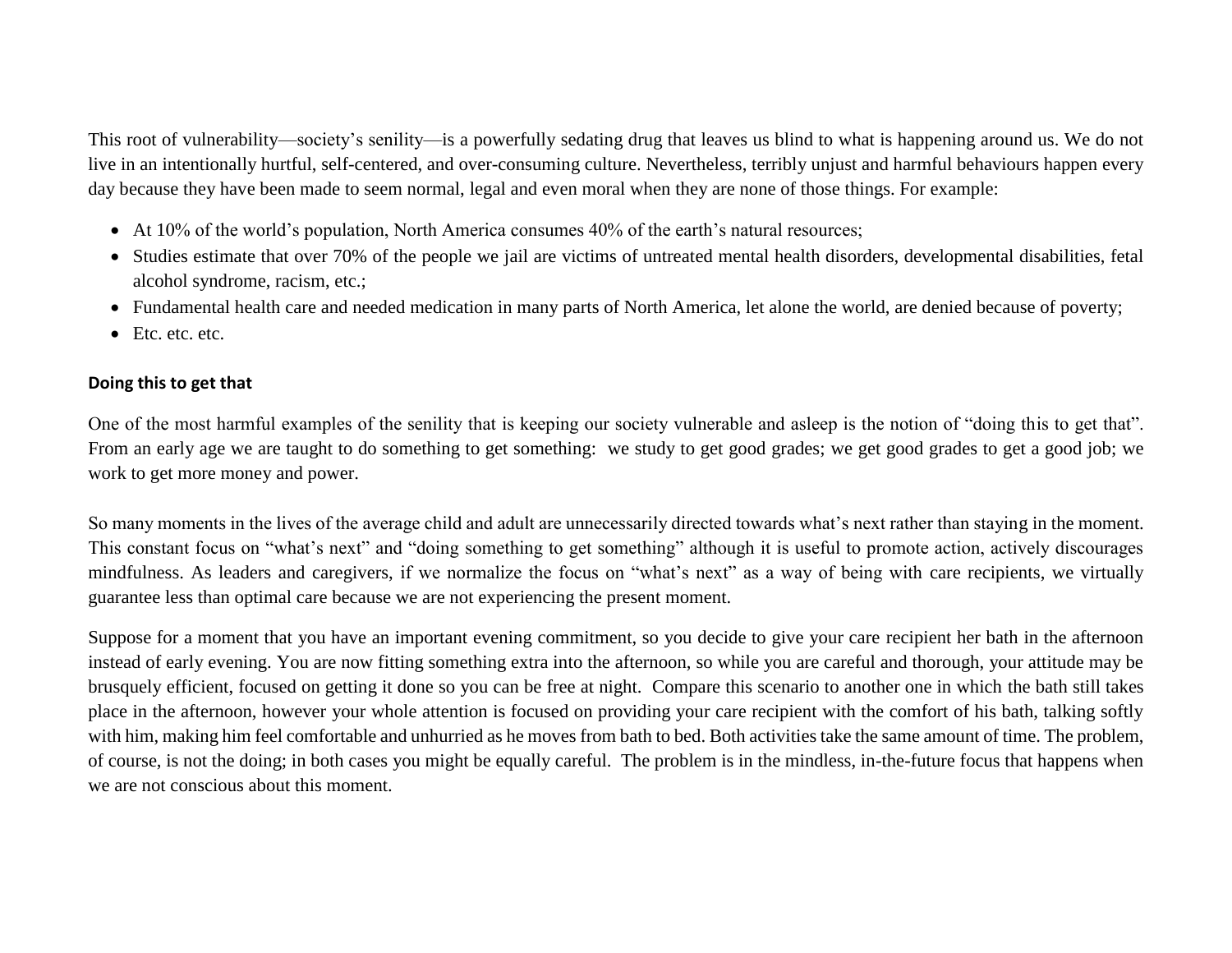This root of vulnerability—society's senility—is a powerfully sedating drug that leaves us blind to what is happening around us. We do not live in an intentionally hurtful, self-centered, and over-consuming culture. Nevertheless, terribly unjust and harmful behaviours happen every day because they have been made to seem normal, legal and even moral when they are none of those things. For example:

- At 10% of the world's population, North America consumes 40% of the earth's natural resources;
- Studies estimate that over 70% of the people we jail are victims of untreated mental health disorders, developmental disabilities, fetal alcohol syndrome, racism, etc.;
- Fundamental health care and needed medication in many parts of North America, let alone the world, are denied because of poverty;
- Etc. etc. etc.

**Doing this to get that**

One of the most harmful examples of the senility that is keeping our society vulnerable and asleep is the notion of "doing this to get that". From an early age we are taught to do something to get something: we study to get good grades; we get good grades to get a good job; we work to get more money and power.

So many moments in the lives of the average child and adult are unnecessarily directed towards what's next rather than staying in the moment. This constant focus on "what's next" and "doing something to get something" although it is useful to promote action, actively discourages mindfulness. As leaders and caregivers, if we normalize the focus on "what's next" as a way of being with care recipients, we virtually guarantee less than optimal care because we are not experiencing the present moment.

Suppose for a moment that you have an important evening commitment, so you decide to give your care recipient her bath in the afternoon instead of early evening. You are now fitting something extra into the afternoon, so while you are careful and thorough, your attitude may be brusquely efficient, focused on getting it done so you can be free at night. Compare this scenario to another one in which the bath still takes place in the afternoon, however your whole attention is focused on providing your care recipient with the comfort of his bath, talking softly with him, making him feel comfortable and unhurried as he moves from bath to bed. Both activities take the same amount of time. The problem, of course, is not the doing; in both cases you might be equally careful. The problem is in the mindless, in-the-future focus that happens when we are not conscious about this moment.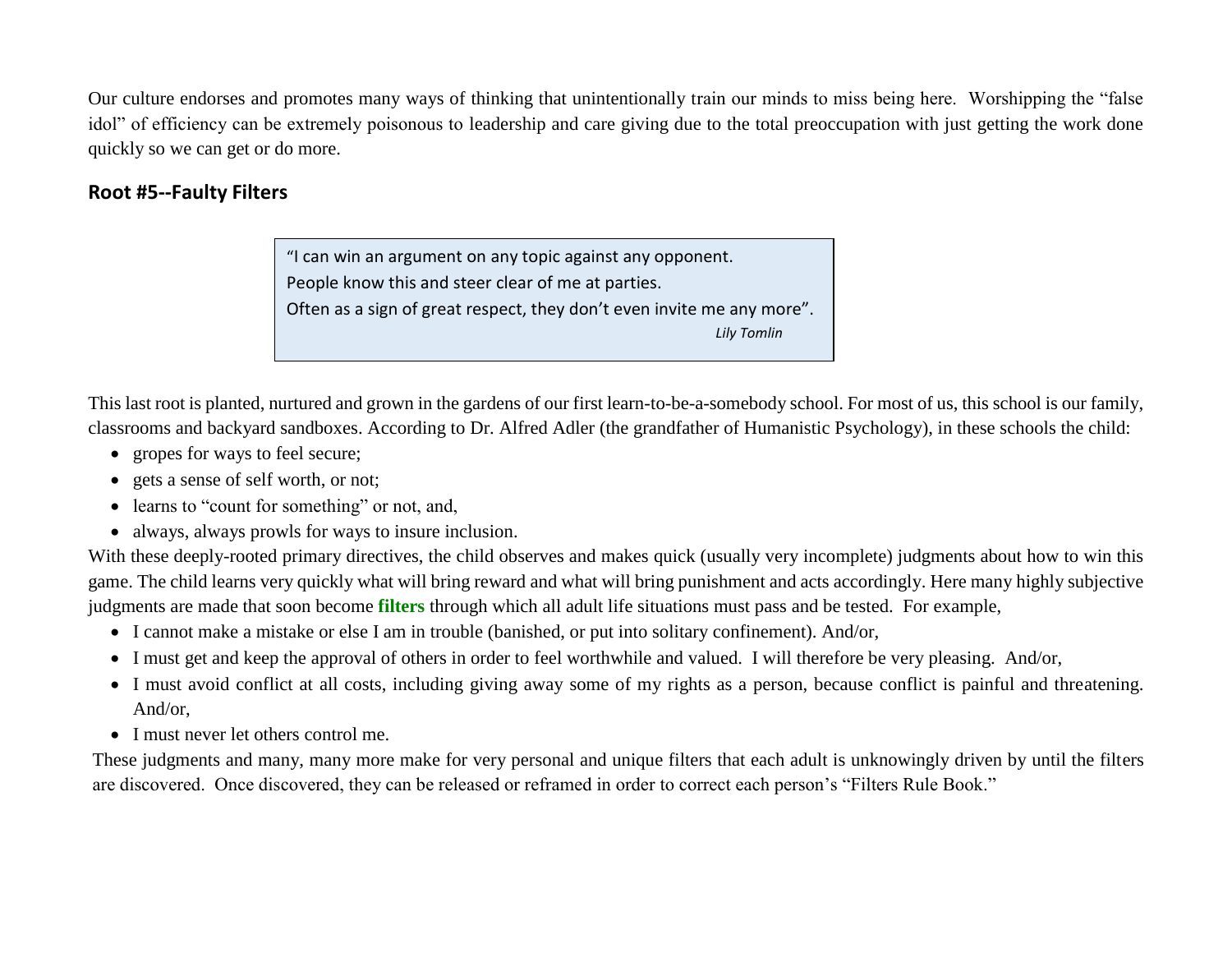Our culture endorses and promotes many ways of thinking that unintentionally train our minds to miss being here. Worshipping the "false idol" of efficiency can be extremely poisonous to leadership and care giving due to the total preoccupation with just getting the work done quickly so we can get or do more.

## Root #5--Faulty Filters

> "I can win an argument on any topic against any opponent.
> People know this and steer clear of me at parties.
> Often as a sign of great respect, they don't even invite me any more".
>
> *Lily Tomlin*

This last root is planted, nurtured and grown in the gardens of our first learn-to-be-a-somebody school. For most of us, this school is our family, classrooms and backyard sandboxes. According to Dr. Alfred Adler (the grandfather of Humanistic Psychology), in these schools the child:

- gropes for ways to feel secure;
- gets a sense of self worth, or not;
- learns to "count for something" or not, and,
- always, always prowls for ways to insure inclusion.

With these deeply-rooted primary directives, the child observes and makes quick (usually very incomplete) judgments about how to win this game. The child learns very quickly what will bring reward and what will bring punishment and acts accordingly. Here many highly subjective judgments are made that soon become **filters** through which all adult life situations must pass and be tested. For example,

- I cannot make a mistake or else I am in trouble (banished, or put into solitary confinement). And/or,
- I must get and keep the approval of others in order to feel worthwhile and valued. I will therefore be very pleasing. And/or,
- I must avoid conflict at all costs, including giving away some of my rights as a person, because conflict is painful and threatening. And/or,
- I must never let others control me.

These judgments and many, many more make for very personal and unique filters that each adult is unknowingly driven by until the filters are discovered. Once discovered, they can be released or reframed in order to correct each person's "Filters Rule Book."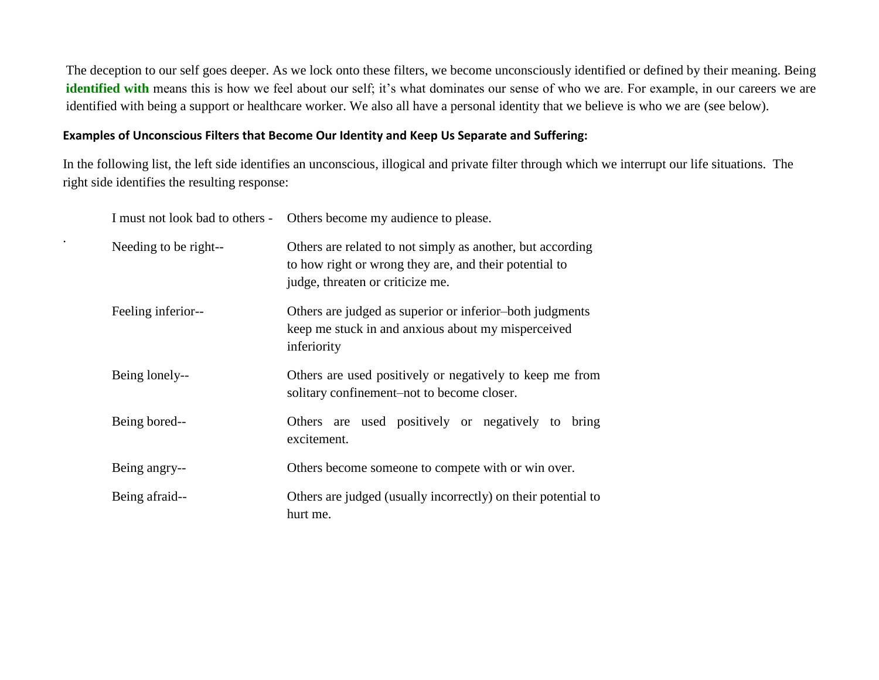The deception to our self goes deeper. As we lock onto these filters, we become unconsciously identified or defined by their meaning. Being **identified with** means this is how we feel about our self; it's what dominates our sense of who we are. For example, in our careers we are identified with being a support or healthcare worker. We also all have a personal identity that we believe is who we are (see below).

**Examples of Unconscious Filters that Become Our Identity and Keep Us Separate and Suffering:**

In the following list, the left side identifies an unconscious, illogical and private filter through which we interrupt our life situations. The right side identifies the resulting response:

| | |
|---|---|
| I must not look bad to others - | Others become my audience to please. |
| Needing to be right-- | Others are related to not simply as another, but according to how right or wrong they are, and their potential to judge, threaten or criticize me. |
| Feeling inferior-- | Others are judged as superior or inferior–both judgments keep me stuck in and anxious about my misperceived inferiority |
| Being lonely-- | Others are used positively or negatively to keep me from solitary confinement–not to become closer. |
| Being bored-- | Others are used positively or negatively to bring excitement. |
| Being angry-- | Others become someone to compete with or win over. |
| Being afraid-- | Others are judged (usually incorrectly) on their potential to hurt me. |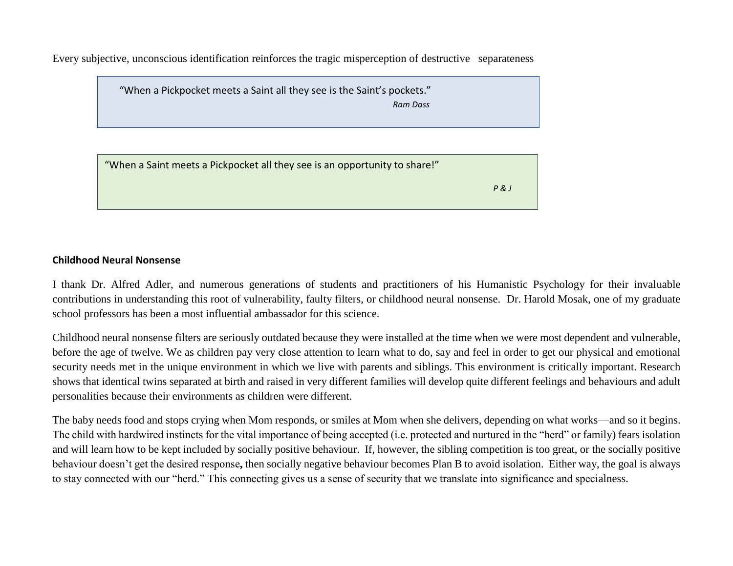Every subjective, unconscious identification reinforces the tragic misperception of destructive separateness

> "When a Pickpocket meets a Saint all they see is the Saint's pockets."
>
> *Ram Dass*

> "When a Saint meets a Pickpocket all they see is an opportunity to share!"
>
> *P & J*

**Childhood Neural Nonsense**

I thank Dr. Alfred Adler, and numerous generations of students and practitioners of his Humanistic Psychology for their invaluable contributions in understanding this root of vulnerability, faulty filters, or childhood neural nonsense. Dr. Harold Mosak, one of my graduate school professors has been a most influential ambassador for this science.

Childhood neural nonsense filters are seriously outdated because they were installed at the time when we were most dependent and vulnerable, before the age of twelve. We as children pay very close attention to learn what to do, say and feel in order to get our physical and emotional security needs met in the unique environment in which we live with parents and siblings. This environment is critically important. Research shows that identical twins separated at birth and raised in very different families will develop quite different feelings and behaviours and adult personalities because their environments as children were different.

The baby needs food and stops crying when Mom responds, or smiles at Mom when she delivers, depending on what works—and so it begins. The child with hardwired instincts for the vital importance of being accepted (i.e. protected and nurtured in the "herd" or family) fears isolation and will learn how to be kept included by socially positive behaviour. If, however, the sibling competition is too great, or the socially positive behaviour doesn't get the desired response, then socially negative behaviour becomes Plan B to avoid isolation. Either way, the goal is always to stay connected with our "herd." This connecting gives us a sense of security that we translate into significance and specialness.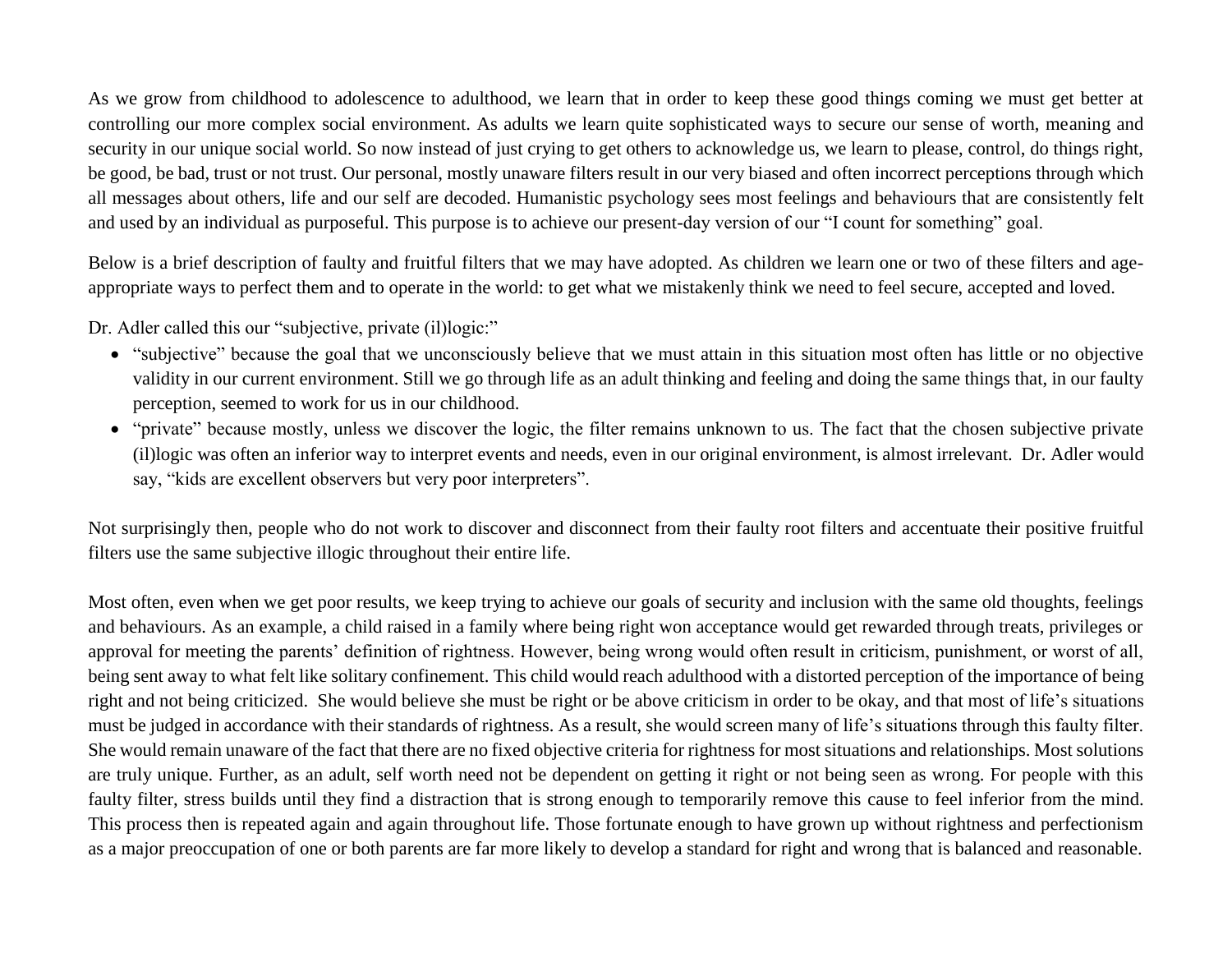As we grow from childhood to adolescence to adulthood, we learn that in order to keep these good things coming we must get better at controlling our more complex social environment. As adults we learn quite sophisticated ways to secure our sense of worth, meaning and security in our unique social world. So now instead of just crying to get others to acknowledge us, we learn to please, control, do things right, be good, be bad, trust or not trust. Our personal, mostly unaware filters result in our very biased and often incorrect perceptions through which all messages about others, life and our self are decoded. Humanistic psychology sees most feelings and behaviours that are consistently felt and used by an individual as purposeful. This purpose is to achieve our present-day version of our "I count for something" goal.

Below is a brief description of faulty and fruitful filters that we may have adopted. As children we learn one or two of these filters and age-appropriate ways to perfect them and to operate in the world: to get what we mistakenly think we need to feel secure, accepted and loved.

Dr. Adler called this our "subjective, private (il)logic:"

- "subjective" because the goal that we unconsciously believe that we must attain in this situation most often has little or no objective validity in our current environment. Still we go through life as an adult thinking and feeling and doing the same things that, in our faulty perception, seemed to work for us in our childhood.
- "private" because mostly, unless we discover the logic, the filter remains unknown to us. The fact that the chosen subjective private (il)logic was often an inferior way to interpret events and needs, even in our original environment, is almost irrelevant. Dr. Adler would say, "kids are excellent observers but very poor interpreters".

Not surprisingly then, people who do not work to discover and disconnect from their faulty root filters and accentuate their positive fruitful filters use the same subjective illogic throughout their entire life.

Most often, even when we get poor results, we keep trying to achieve our goals of security and inclusion with the same old thoughts, feelings and behaviours. As an example, a child raised in a family where being right won acceptance would get rewarded through treats, privileges or approval for meeting the parents' definition of rightness. However, being wrong would often result in criticism, punishment, or worst of all, being sent away to what felt like solitary confinement. This child would reach adulthood with a distorted perception of the importance of being right and not being criticized. She would believe she must be right or be above criticism in order to be okay, and that most of life's situations must be judged in accordance with their standards of rightness. As a result, she would screen many of life's situations through this faulty filter. She would remain unaware of the fact that there are no fixed objective criteria for rightness for most situations and relationships. Most solutions are truly unique. Further, as an adult, self worth need not be dependent on getting it right or not being seen as wrong. For people with this faulty filter, stress builds until they find a distraction that is strong enough to temporarily remove this cause to feel inferior from the mind. This process then is repeated again and again throughout life. Those fortunate enough to have grown up without rightness and perfectionism as a major preoccupation of one or both parents are far more likely to develop a standard for right and wrong that is balanced and reasonable.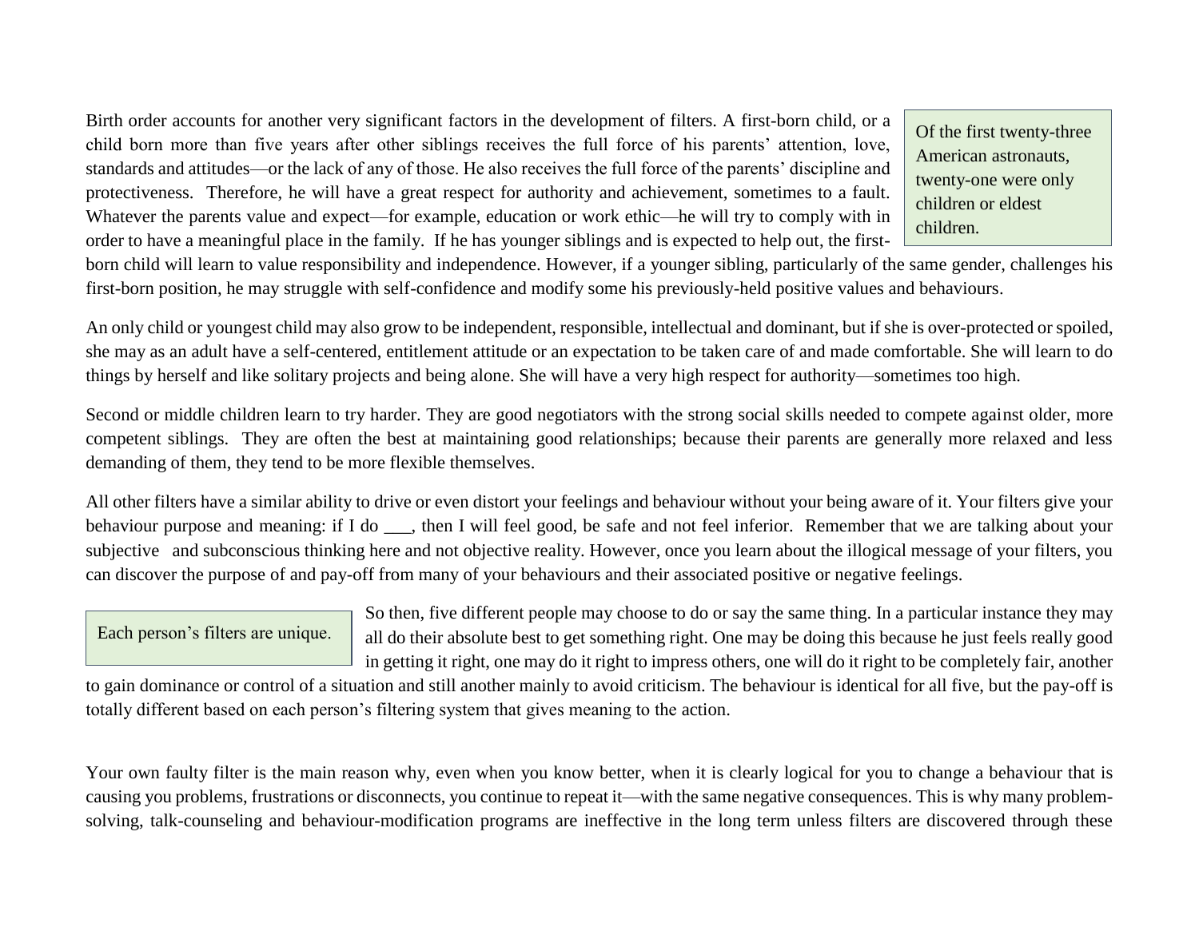Birth order accounts for another very significant factors in the development of filters. A first-born child, or a child born more than five years after other siblings receives the full force of his parents' attention, love, standards and attitudes—or the lack of any of those. He also receives the full force of the parents' discipline and protectiveness. Therefore, he will have a great respect for authority and achievement, sometimes to a fault. Whatever the parents value and expect—for example, education or work ethic—he will try to comply with in order to have a meaningful place in the family. If he has younger siblings and is expected to help out, the first-born child will learn to value responsibility and independence. However, if a younger sibling, particularly of the same gender, challenges his first-born position, he may struggle with self-confidence and modify some his previously-held positive values and behaviours.

> Of the first twenty-three American astronauts, twenty-one were only children or eldest children.

An only child or youngest child may also grow to be independent, responsible, intellectual and dominant, but if she is over-protected or spoiled, she may as an adult have a self-centered, entitlement attitude or an expectation to be taken care of and made comfortable. She will learn to do things by herself and like solitary projects and being alone. She will have a very high respect for authority—sometimes too high.

Second or middle children learn to try harder. They are good negotiators with the strong social skills needed to compete against older, more competent siblings. They are often the best at maintaining good relationships; because their parents are generally more relaxed and less demanding of them, they tend to be more flexible themselves.

All other filters have a similar ability to drive or even distort your feelings and behaviour without your being aware of it. Your filters give your behaviour purpose and meaning: if I do ___, then I will feel good, be safe and not feel inferior. Remember that we are talking about your subjective and subconscious thinking here and not objective reality. However, once you learn about the illogical message of your filters, you can discover the purpose of and pay-off from many of your behaviours and their associated positive or negative feelings.

> Each person's filters are unique.

So then, five different people may choose to do or say the same thing. In a particular instance they may all do their absolute best to get something right. One may be doing this because he just feels really good in getting it right, one may do it right to impress others, one will do it right to be completely fair, another to gain dominance or control of a situation and still another mainly to avoid criticism. The behaviour is identical for all five, but the pay-off is totally different based on each person's filtering system that gives meaning to the action.

Your own faulty filter is the main reason why, even when you know better, when it is clearly logical for you to change a behaviour that is causing you problems, frustrations or disconnects, you continue to repeat it—with the same negative consequences. This is why many problem-solving, talk-counseling and behaviour-modification programs are ineffective in the long term unless filters are discovered through these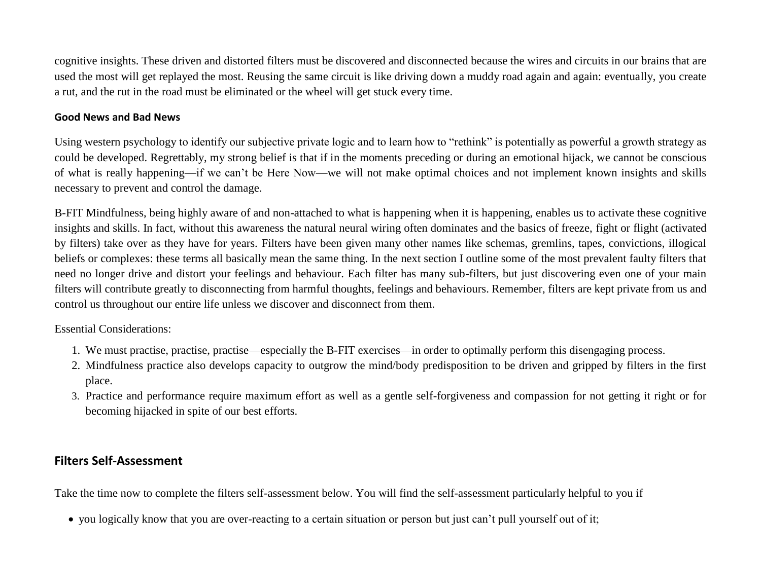cognitive insights. These driven and distorted filters must be discovered and disconnected because the wires and circuits in our brains that are used the most will get replayed the most. Reusing the same circuit is like driving down a muddy road again and again: eventually, you create a rut, and the rut in the road must be eliminated or the wheel will get stuck every time.

#### Good News and Bad News

Using western psychology to identify our subjective private logic and to learn how to "rethink" is potentially as powerful a growth strategy as could be developed. Regrettably, my strong belief is that if in the moments preceding or during an emotional hijack, we cannot be conscious of what is really happening—if we can't be Here Now—we will not make optimal choices and not implement known insights and skills necessary to prevent and control the damage.

B-FIT Mindfulness, being highly aware of and non-attached to what is happening when it is happening, enables us to activate these cognitive insights and skills. In fact, without this awareness the natural neural wiring often dominates and the basics of freeze, fight or flight (activated by filters) take over as they have for years. Filters have been given many other names like schemas, gremlins, tapes, convictions, illogical beliefs or complexes: these terms all basically mean the same thing. In the next section I outline some of the most prevalent faulty filters that need no longer drive and distort your feelings and behaviour. Each filter has many sub-filters, but just discovering even one of your main filters will contribute greatly to disconnecting from harmful thoughts, feelings and behaviours. Remember, filters are kept private from us and control us throughout our entire life unless we discover and disconnect from them.

Essential Considerations:

1. We must practise, practise, practise—especially the B-FIT exercises—in order to optimally perform this disengaging process.
2. Mindfulness practice also develops capacity to outgrow the mind/body predisposition to be driven and gripped by filters in the first place.
3. Practice and performance require maximum effort as well as a gentle self-forgiveness and compassion for not getting it right or for becoming hijacked in spite of our best efforts.

## Filters Self-Assessment

Take the time now to complete the filters self-assessment below. You will find the self-assessment particularly helpful to you if

- you logically know that you are over-reacting to a certain situation or person but just can't pull yourself out of it;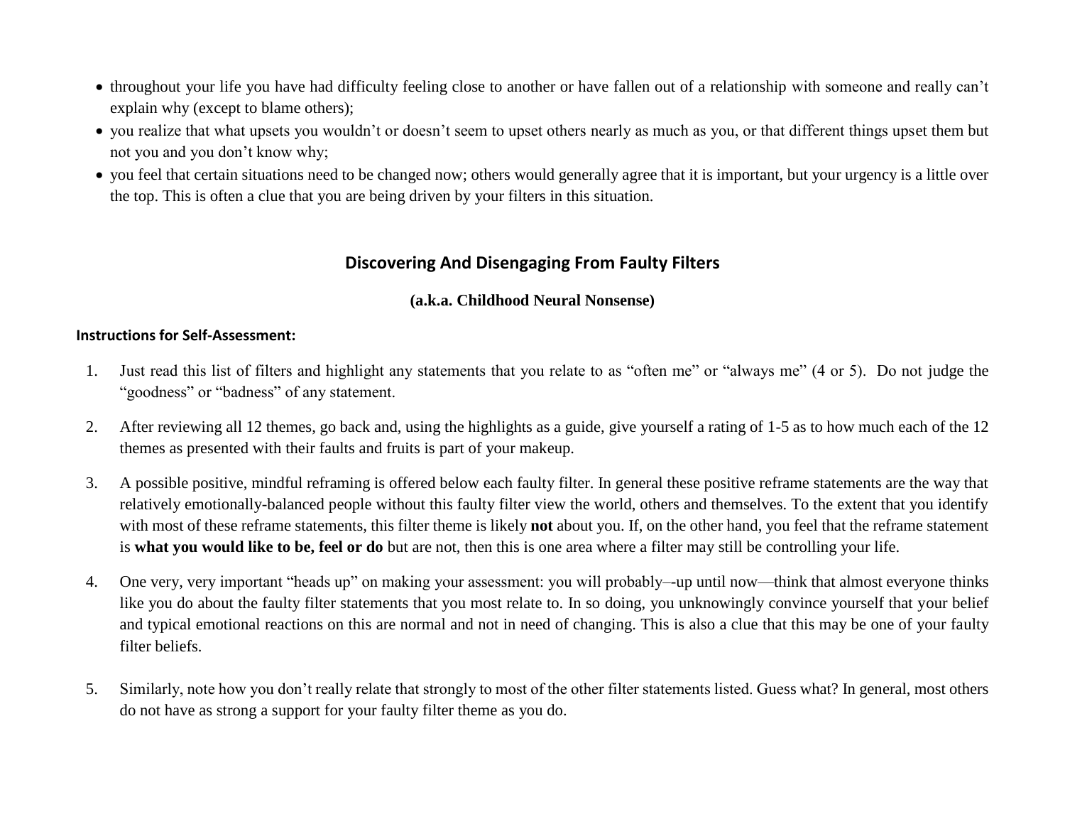- throughout your life you have had difficulty feeling close to another or have fallen out of a relationship with someone and really can't explain why (except to blame others);
- you realize that what upsets you wouldn't or doesn't seem to upset others nearly as much as you, or that different things upset them but not you and you don't know why;
- you feel that certain situations need to be changed now; others would generally agree that it is important, but your urgency is a little over the top. This is often a clue that you are being driven by your filters in this situation.

## Discovering And Disengaging From Faulty Filters

### (a.k.a. Childhood Neural Nonsense)

**Instructions for Self-Assessment:**

1. Just read this list of filters and highlight any statements that you relate to as "often me" or "always me" (4 or 5). Do not judge the "goodness" or "badness" of any statement.
2. After reviewing all 12 themes, go back and, using the highlights as a guide, give yourself a rating of 1-5 as to how much each of the 12 themes as presented with their faults and fruits is part of your makeup.
3. A possible positive, mindful reframing is offered below each faulty filter. In general these positive reframe statements are the way that relatively emotionally-balanced people without this faulty filter view the world, others and themselves. To the extent that you identify with most of these reframe statements, this filter theme is likely **not** about you. If, on the other hand, you feel that the reframe statement is **what you would like to be, feel or do** but are not, then this is one area where a filter may still be controlling your life.
4. One very, very important "heads up" on making your assessment: you will probably–-up until now—think that almost everyone thinks like you do about the faulty filter statements that you most relate to. In so doing, you unknowingly convince yourself that your belief and typical emotional reactions on this are normal and not in need of changing. This is also a clue that this may be one of your faulty filter beliefs.
5. Similarly, note how you don't really relate that strongly to most of the other filter statements listed. Guess what? In general, most others do not have as strong a support for your faulty filter theme as you do.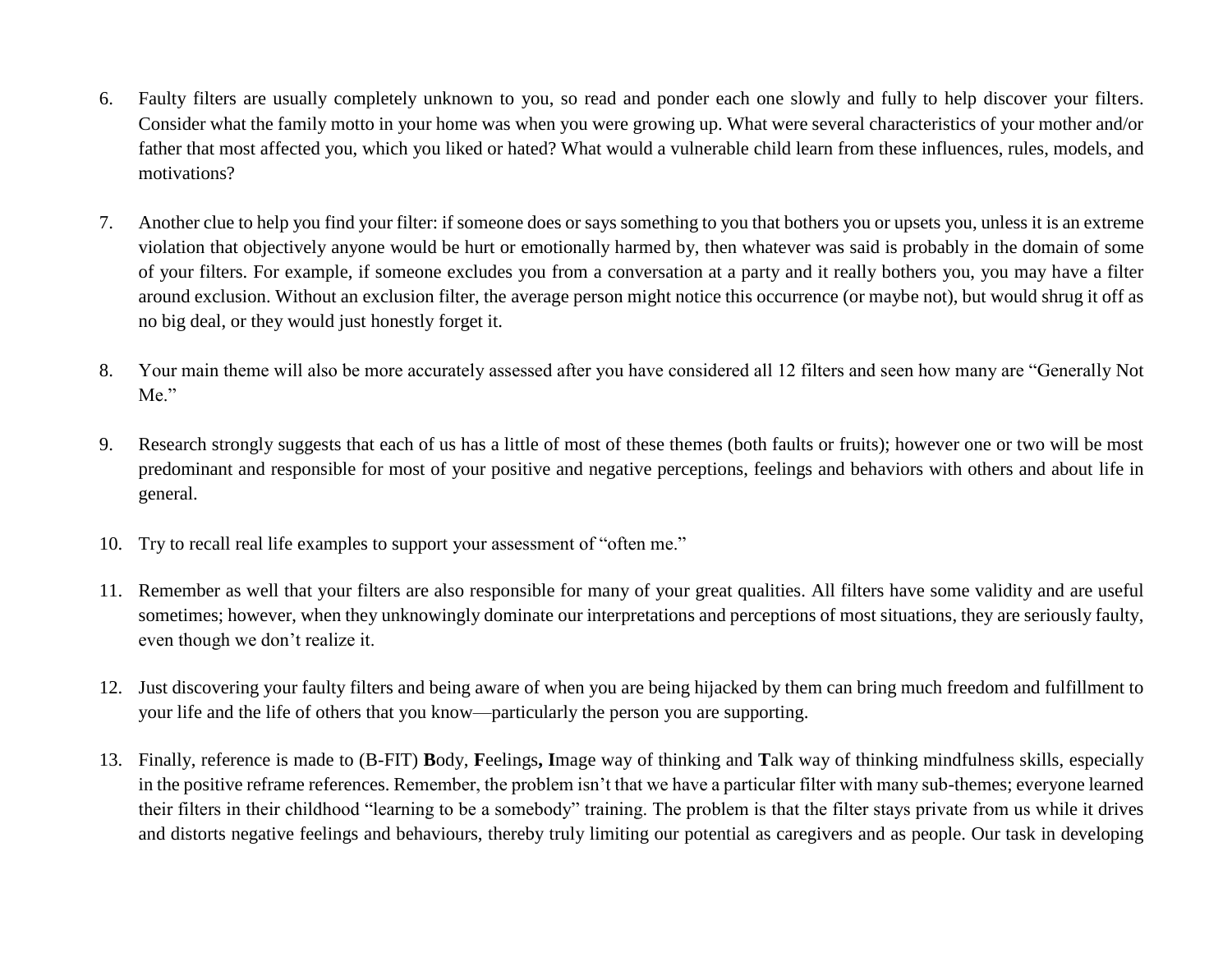6. Faulty filters are usually completely unknown to you, so read and ponder each one slowly and fully to help discover your filters. Consider what the family motto in your home was when you were growing up. What were several characteristics of your mother and/or father that most affected you, which you liked or hated? What would a vulnerable child learn from these influences, rules, models, and motivations?

7. Another clue to help you find your filter: if someone does or says something to you that bothers you or upsets you, unless it is an extreme violation that objectively anyone would be hurt or emotionally harmed by, then whatever was said is probably in the domain of some of your filters. For example, if someone excludes you from a conversation at a party and it really bothers you, you may have a filter around exclusion. Without an exclusion filter, the average person might notice this occurrence (or maybe not), but would shrug it off as no big deal, or they would just honestly forget it.

8. Your main theme will also be more accurately assessed after you have considered all 12 filters and seen how many are "Generally Not Me."

9. Research strongly suggests that each of us has a little of most of these themes (both faults or fruits); however one or two will be most predominant and responsible for most of your positive and negative perceptions, feelings and behaviors with others and about life in general.

10. Try to recall real life examples to support your assessment of "often me."

11. Remember as well that your filters are also responsible for many of your great qualities. All filters have some validity and are useful sometimes; however, when they unknowingly dominate our interpretations and perceptions of most situations, they are seriously faulty, even though we don't realize it.

12. Just discovering your faulty filters and being aware of when you are being hijacked by them can bring much freedom and fulfillment to your life and the life of others that you know—particularly the person you are supporting.

13. Finally, reference is made to (B-FIT) **B**ody, **F**eelings**, I**mage way of thinking and **T**alk way of thinking mindfulness skills, especially in the positive reframe references. Remember, the problem isn't that we have a particular filter with many sub-themes; everyone learned their filters in their childhood "learning to be a somebody" training. The problem is that the filter stays private from us while it drives and distorts negative feelings and behaviours, thereby truly limiting our potential as caregivers and as people. Our task in developing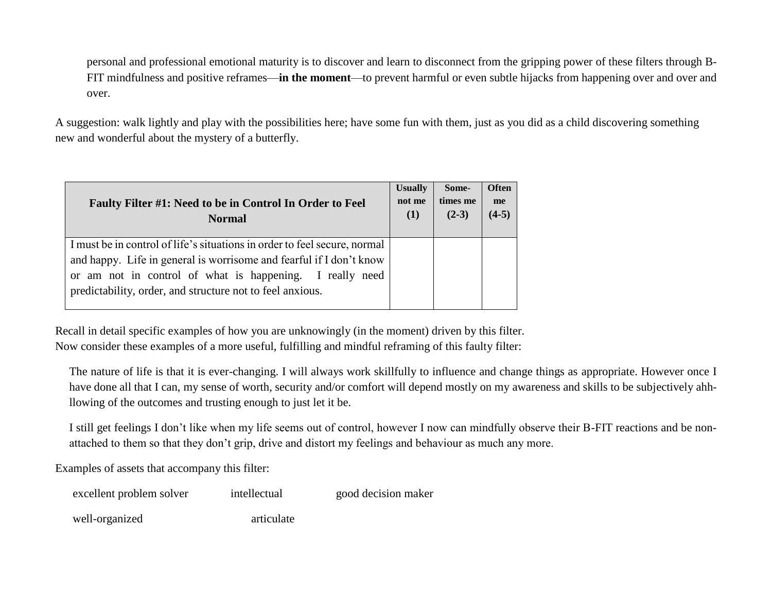personal and professional emotional maturity is to discover and learn to disconnect from the gripping power of these filters through B-FIT mindfulness and positive reframes—**in the moment**—to prevent harmful or even subtle hijacks from happening over and over and over.

A suggestion: walk lightly and play with the possibilities here; have some fun with them, just as you did as a child discovering something new and wonderful about the mystery of a butterfly.

| **Faulty Filter #1: Need to be in Control In Order to Feel Normal** | **Usually not me (1)** | **Some-times me (2-3)** | **Often me (4-5)** |
| --- | --- | --- | --- |
| I must be in control of life's situations in order to feel secure, normal and happy. Life in general is worrisome and fearful if I don't know or am not in control of what is happening. I really need predictability, order, and structure not to feel anxious. | | | |

Recall in detail specific examples of how you are unknowingly (in the moment) driven by this filter.
Now consider these examples of a more useful, fulfilling and mindful reframing of this faulty filter:

> The nature of life is that it is ever-changing. I will always work skillfully to influence and change things as appropriate. However once I have done all that I can, my sense of worth, security and/or comfort will depend mostly on my awareness and skills to be subjectively ahh-llowing of the outcomes and trusting enough to just let it be.
>
> I still get feelings I don't like when my life seems out of control, however I now can mindfully observe their B-FIT reactions and be non-attached to them so that they don't grip, drive and distort my feelings and behaviour as much any more.

Examples of assets that accompany this filter:

excellent problem solver    intellectual    good decision maker

well-organized    articulate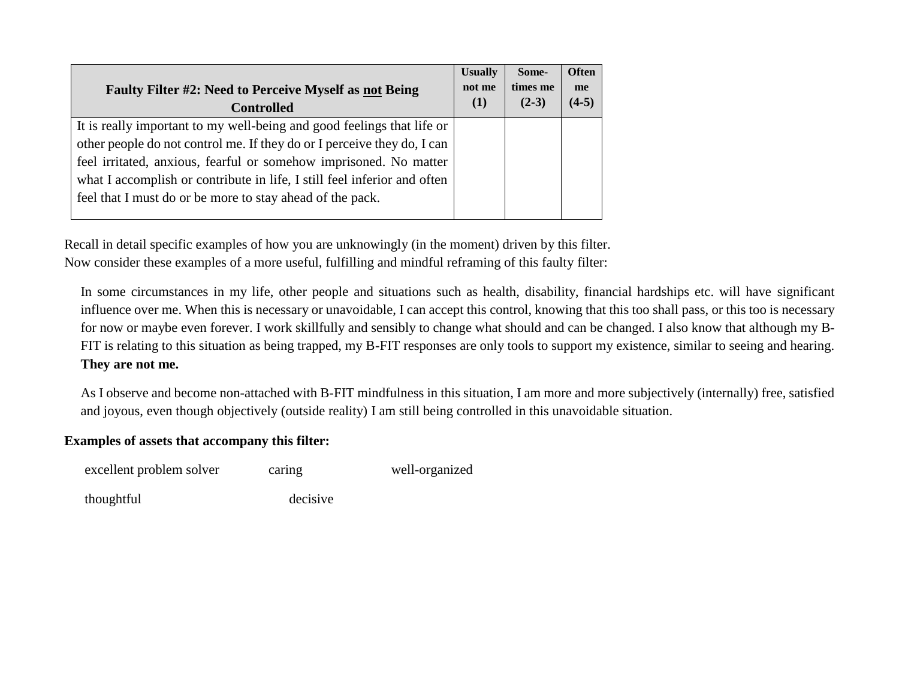| Faulty Filter #2: Need to Perceive Myself as <u>not</u> Being Controlled | Usually not me (1) | Some-times me (2-3) | Often me (4-5) |
|---|---|---|---|
| It is really important to my well-being and good feelings that life or other people do not control me. If they do or I perceive they do, I can feel irritated, anxious, fearful or somehow imprisoned. No matter what I accomplish or contribute in life, I still feel inferior and often feel that I must do or be more to stay ahead of the pack. | | | |

Recall in detail specific examples of how you are unknowingly (in the moment) driven by this filter.
Now consider these examples of a more useful, fulfilling and mindful reframing of this faulty filter:

In some circumstances in my life, other people and situations such as health, disability, financial hardships etc. will have significant influence over me. When this is necessary or unavoidable, I can accept this control, knowing that this too shall pass, or this too is necessary for now or maybe even forever. I work skillfully and sensibly to change what should and can be changed. I also know that although my B-FIT is relating to this situation as being trapped, my B-FIT responses are only tools to support my existence, similar to seeing and hearing. **They are not me.**

As I observe and become non-attached with B-FIT mindfulness in this situation, I am more and more subjectively (internally) free, satisfied and joyous, even though objectively (outside reality) I am still being controlled in this unavoidable situation.

**Examples of assets that accompany this filter:**

excellent problem solver caring well-organized

thoughtful decisive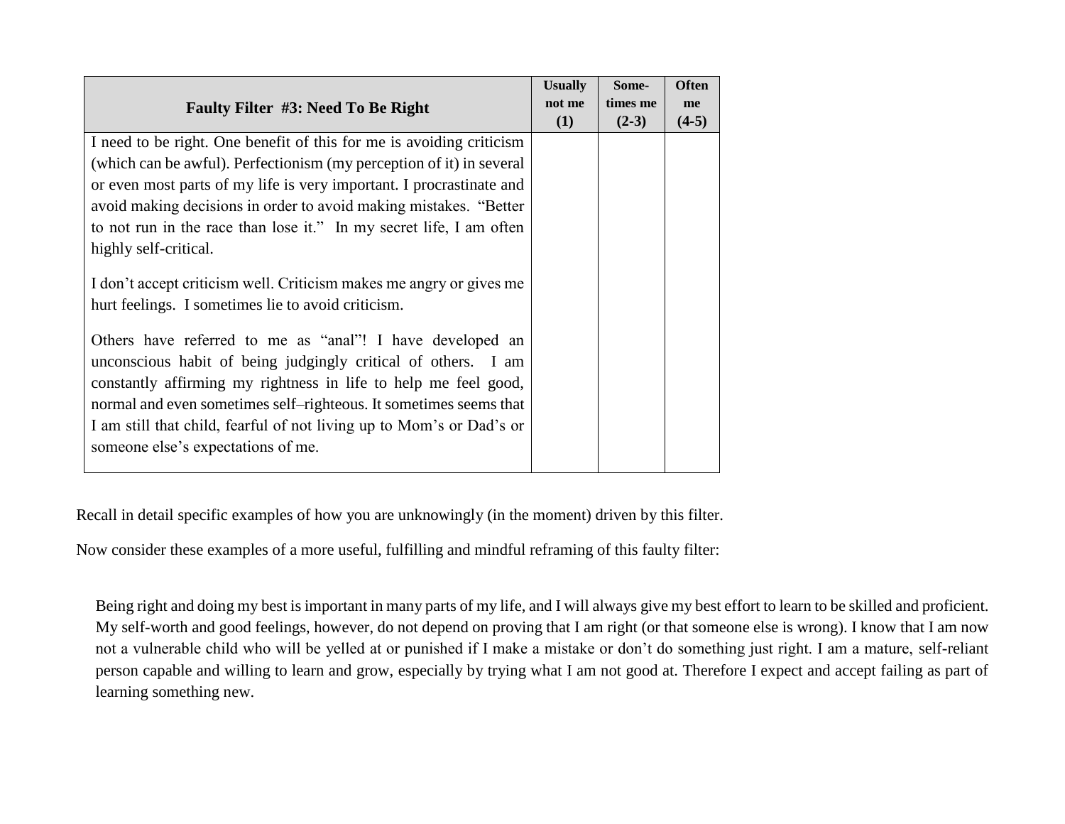| Faulty Filter #3: Need To Be Right | Usually not me (1) | Some-times me (2-3) | Often me (4-5) |
|---|---|---|---|
| I need to be right. One benefit of this for me is avoiding criticism (which can be awful). Perfectionism (my perception of it) in several or even most parts of my life is very important. I procrastinate and avoid making decisions in order to avoid making mistakes. "Better to not run in the race than lose it." In my secret life, I am often highly self-critical.<br><br>I don't accept criticism well. Criticism makes me angry or gives me hurt feelings. I sometimes lie to avoid criticism.<br><br>Others have referred to me as "anal"! I have developed an unconscious habit of being judgingly critical of others. I am constantly affirming my rightness in life to help me feel good, normal and even sometimes self–righteous. It sometimes seems that I am still that child, fearful of not living up to Mom's or Dad's or someone else's expectations of me. | | | |

Recall in detail specific examples of how you are unknowingly (in the moment) driven by this filter.

Now consider these examples of a more useful, fulfilling and mindful reframing of this faulty filter:

> Being right and doing my best is important in many parts of my life, and I will always give my best effort to learn to be skilled and proficient. My self-worth and good feelings, however, do not depend on proving that I am right (or that someone else is wrong). I know that I am now not a vulnerable child who will be yelled at or punished if I make a mistake or don't do something just right. I am a mature, self-reliant person capable and willing to learn and grow, especially by trying what I am not good at. Therefore I expect and accept failing as part of learning something new.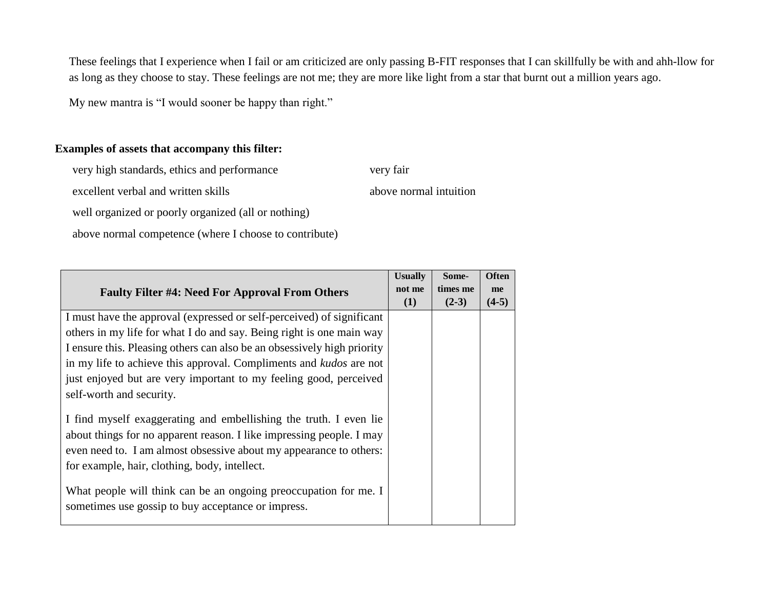These feelings that I experience when I fail or am criticized are only passing B-FIT responses that I can skillfully be with and ahh-llow for as long as they choose to stay. These feelings are not me; they are more like light from a star that burnt out a million years ago.

My new mantra is "I would sooner be happy than right."

**Examples of assets that accompany this filter:**

- very high standards, ethics and performance
- excellent verbal and written skills
- well organized or poorly organized (all or nothing)
- above normal competence (where I choose to contribute)
- very fair
- above normal intuition

| Faulty Filter #4: Need For Approval From Others | Usually not me (1) | Some-times me (2-3) | Often me (4-5) |
|---|---|---|---|
| I must have the approval (expressed or self-perceived) of significant others in my life for what I do and say. Being right is one main way I ensure this. Pleasing others can also be an obsessively high priority in my life to achieve this approval. Compliments and *kudos* are not just enjoyed but are very important to my feeling good, perceived self-worth and security.<br><br>I find myself exaggerating and embellishing the truth. I even lie about things for no apparent reason. I like impressing people. I may even need to. I am almost obsessive about my appearance to others: for example, hair, clothing, body, intellect.<br><br>What people will think can be an ongoing preoccupation for me. I sometimes use gossip to buy acceptance or impress. | | | |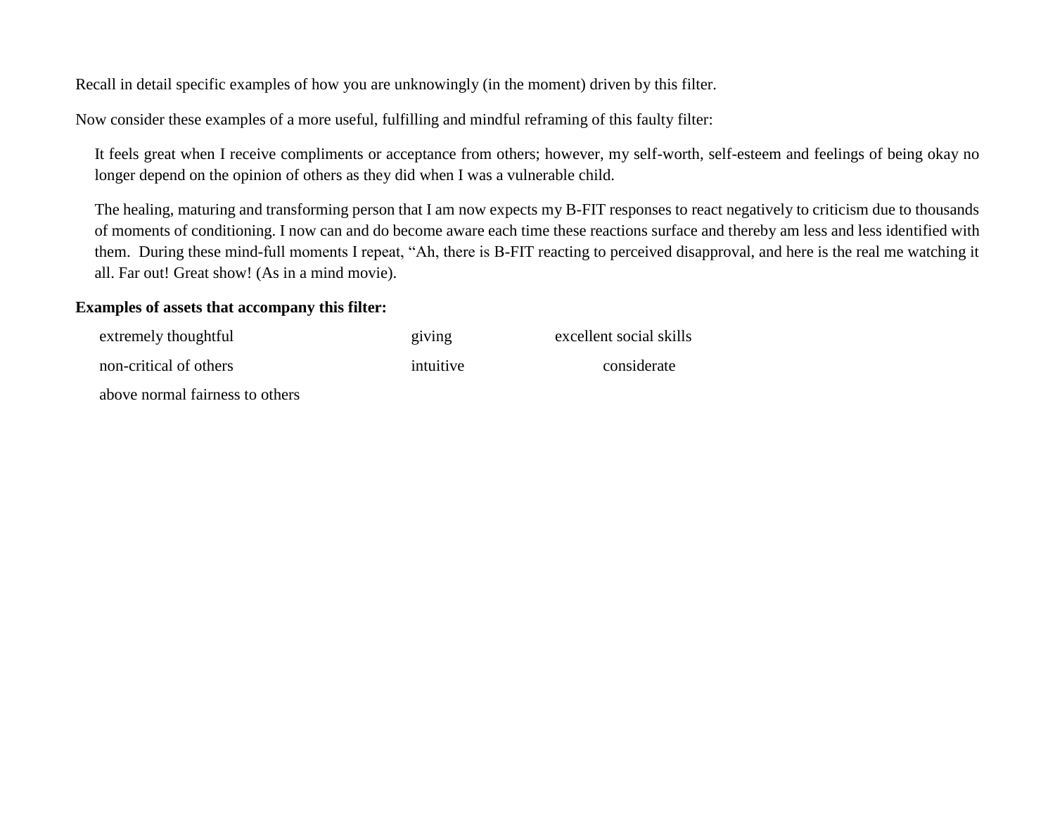Recall in detail specific examples of how you are unknowingly (in the moment) driven by this filter.

Now consider these examples of a more useful, fulfilling and mindful reframing of this faulty filter:

> It feels great when I receive compliments or acceptance from others; however, my self-worth, self-esteem and feelings of being okay no longer depend on the opinion of others as they did when I was a vulnerable child.
>
> The healing, maturing and transforming person that I am now expects my B-FIT responses to react negatively to criticism due to thousands of moments of conditioning. I now can and do become aware each time these reactions surface and thereby am less and less identified with them. During these mind-full moments I repeat, "Ah, there is B-FIT reacting to perceived disapproval, and here is the real me watching it all. Far out! Great show! (As in a mind movie).

**Examples of assets that accompany this filter:**

- extremely thoughtful
- giving
- excellent social skills
- non-critical of others
- intuitive
- considerate
- above normal fairness to others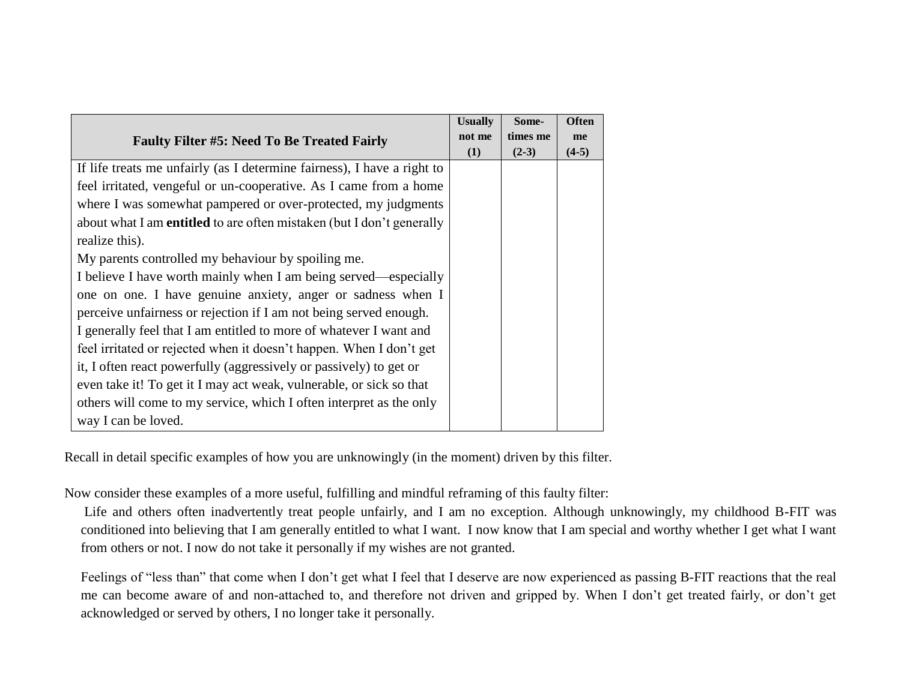| Faulty Filter #5: Need To Be Treated Fairly | Usually not me (1) | Some-times me (2-3) | Often me (4-5) |
|---|---|---|---|
| If life treats me unfairly (as I determine fairness), I have a right to feel irritated, vengeful or un-cooperative. As I came from a home where I was somewhat pampered or over-protected, my judgments about what I am **entitled** to are often mistaken (but I don't generally realize this).<br>My parents controlled my behaviour by spoiling me.<br>I believe I have worth mainly when I am being served—especially one on one. I have genuine anxiety, anger or sadness when I perceive unfairness or rejection if I am not being served enough.<br>I generally feel that I am entitled to more of whatever I want and feel irritated or rejected when it doesn't happen. When I don't get it, I often react powerfully (aggressively or passively) to get or even take it! To get it I may act weak, vulnerable, or sick so that others will come to my service, which I often interpret as the only way I can be loved. | | | |

Recall in detail specific examples of how you are unknowingly (in the moment) driven by this filter.

Now consider these examples of a more useful, fulfilling and mindful reframing of this faulty filter:

Life and others often inadvertently treat people unfairly, and I am no exception. Although unknowingly, my childhood B-FIT was conditioned into believing that I am generally entitled to what I want. I now know that I am special and worthy whether I get what I want from others or not. I now do not take it personally if my wishes are not granted.

Feelings of "less than" that come when I don't get what I feel that I deserve are now experienced as passing B-FIT reactions that the real me can become aware of and non-attached to, and therefore not driven and gripped by. When I don't get treated fairly, or don't get acknowledged or served by others, I no longer take it personally.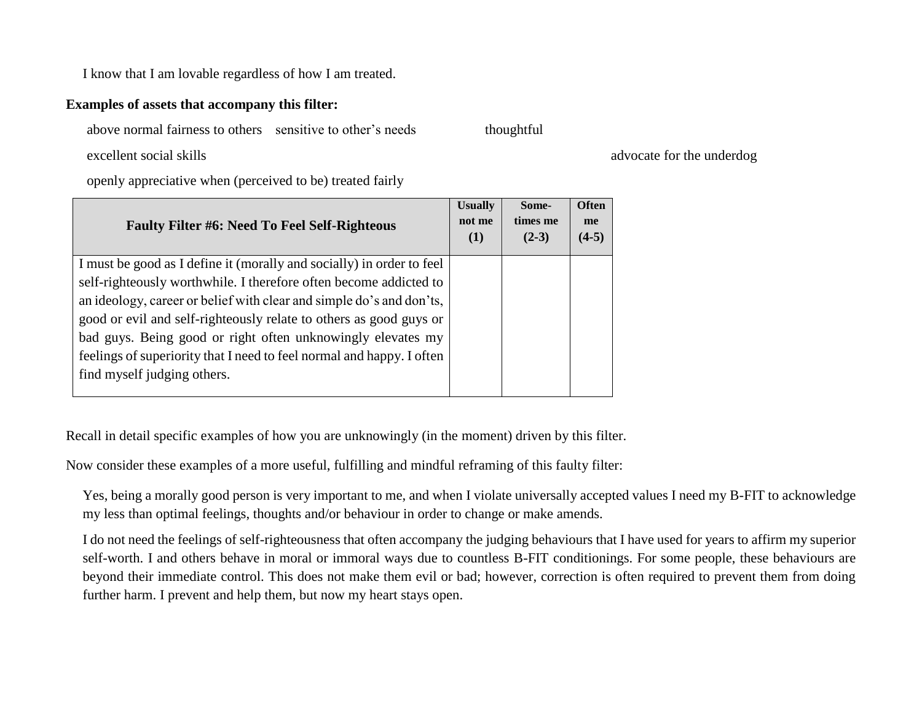I know that I am lovable regardless of how I am treated.

**Examples of assets that accompany this filter:**

above normal fairness to others    sensitive to other's needs    thoughtful

excellent social skills    advocate for the underdog

openly appreciative when (perceived to be) treated fairly

| Faulty Filter #6: Need To Feel Self-Righteous | Usually not me (1) | Some-times me (2-3) | Often me (4-5) |
|---|---|---|---|
| I must be good as I define it (morally and socially) in order to feel self-righteously worthwhile. I therefore often become addicted to an ideology, career or belief with clear and simple do's and don'ts, good or evil and self-righteously relate to others as good guys or bad guys. Being good or right often unknowingly elevates my feelings of superiority that I need to feel normal and happy. I often find myself judging others. | | | |

Recall in detail specific examples of how you are unknowingly (in the moment) driven by this filter.

Now consider these examples of a more useful, fulfilling and mindful reframing of this faulty filter:

Yes, being a morally good person is very important to me, and when I violate universally accepted values I need my B-FIT to acknowledge my less than optimal feelings, thoughts and/or behaviour in order to change or make amends.

I do not need the feelings of self-righteousness that often accompany the judging behaviours that I have used for years to affirm my superior self-worth. I and others behave in moral or immoral ways due to countless B-FIT conditionings. For some people, these behaviours are beyond their immediate control. This does not make them evil or bad; however, correction is often required to prevent them from doing further harm. I prevent and help them, but now my heart stays open.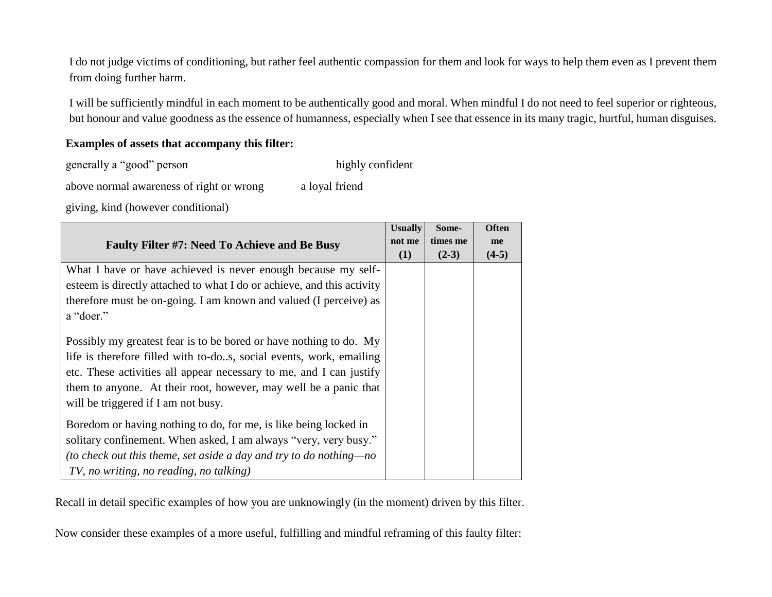I do not judge victims of conditioning, but rather feel authentic compassion for them and look for ways to help them even as I prevent them from doing further harm.

I will be sufficiently mindful in each moment to be authentically good and moral. When mindful I do not need to feel superior or righteous, but honour and value goodness as the essence of humanness, especially when I see that essence in its many tragic, hurtful, human disguises.

**Examples of assets that accompany this filter:**

generally a "good" person

highly confident

above normal awareness of right or wrong

a loyal friend

giving, kind (however conditional)

| **Faulty Filter #7: Need To Achieve and Be Busy** | **Usually not me (1)** | **Some-times me (2-3)** | **Often me (4-5)** |
|---|---|---|---|
| What I have or have achieved is never enough because my self-esteem is directly attached to what I do or achieve, and this activity therefore must be on-going. I am known and valued (I perceive) as a "doer."<br><br>Possibly my greatest fear is to be bored or have nothing to do. My life is therefore filled with to-do..s, social events, work, emailing etc. These activities all appear necessary to me, and I can justify them to anyone. At their root, however, may well be a panic that will be triggered if I am not busy.<br><br>Boredom or having nothing to do, for me, is like being locked in solitary confinement. When asked, I am always "very, very busy." *(to check out this theme, set aside a day and try to do nothing—no TV, no writing, no reading, no talking)* | | | |

Recall in detail specific examples of how you are unknowingly (in the moment) driven by this filter.

Now consider these examples of a more useful, fulfilling and mindful reframing of this faulty filter: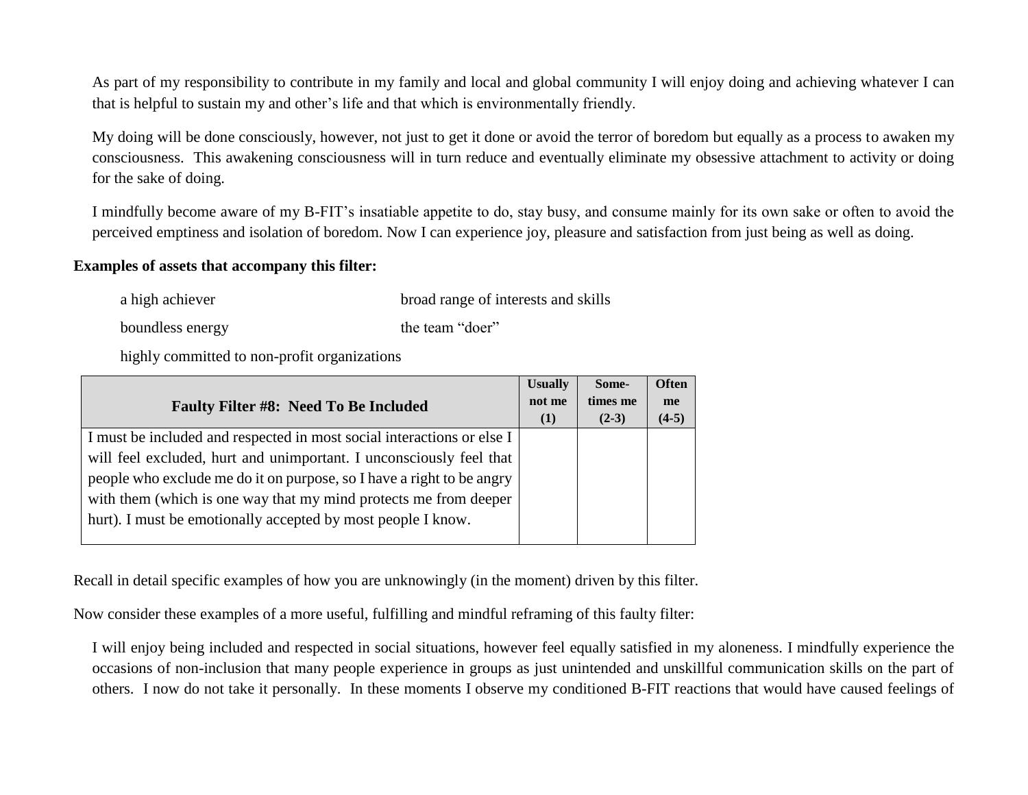As part of my responsibility to contribute in my family and local and global community I will enjoy doing and achieving whatever I can that is helpful to sustain my and other's life and that which is environmentally friendly.

My doing will be done consciously, however, not just to get it done or avoid the terror of boredom but equally as a process to awaken my consciousness. This awakening consciousness will in turn reduce and eventually eliminate my obsessive attachment to activity or doing for the sake of doing.

I mindfully become aware of my B-FIT's insatiable appetite to do, stay busy, and consume mainly for its own sake or often to avoid the perceived emptiness and isolation of boredom. Now I can experience joy, pleasure and satisfaction from just being as well as doing.

**Examples of assets that accompany this filter:**

- a high achiever
- broad range of interests and skills
- boundless energy
- the team "doer"
- highly committed to non-profit organizations

| Faulty Filter #8: Need To Be Included | Usually not me (1) | Some-times me (2-3) | Often me (4-5) |
|---|---|---|---|
| I must be included and respected in most social interactions or else I will feel excluded, hurt and unimportant. I unconsciously feel that people who exclude me do it on purpose, so I have a right to be angry with them (which is one way that my mind protects me from deeper hurt). I must be emotionally accepted by most people I know. | | | |

Recall in detail specific examples of how you are unknowingly (in the moment) driven by this filter.

Now consider these examples of a more useful, fulfilling and mindful reframing of this faulty filter:

I will enjoy being included and respected in social situations, however feel equally satisfied in my aloneness. I mindfully experience the occasions of non-inclusion that many people experience in groups as just unintended and unskillful communication skills on the part of others. I now do not take it personally. In these moments I observe my conditioned B-FIT reactions that would have caused feelings of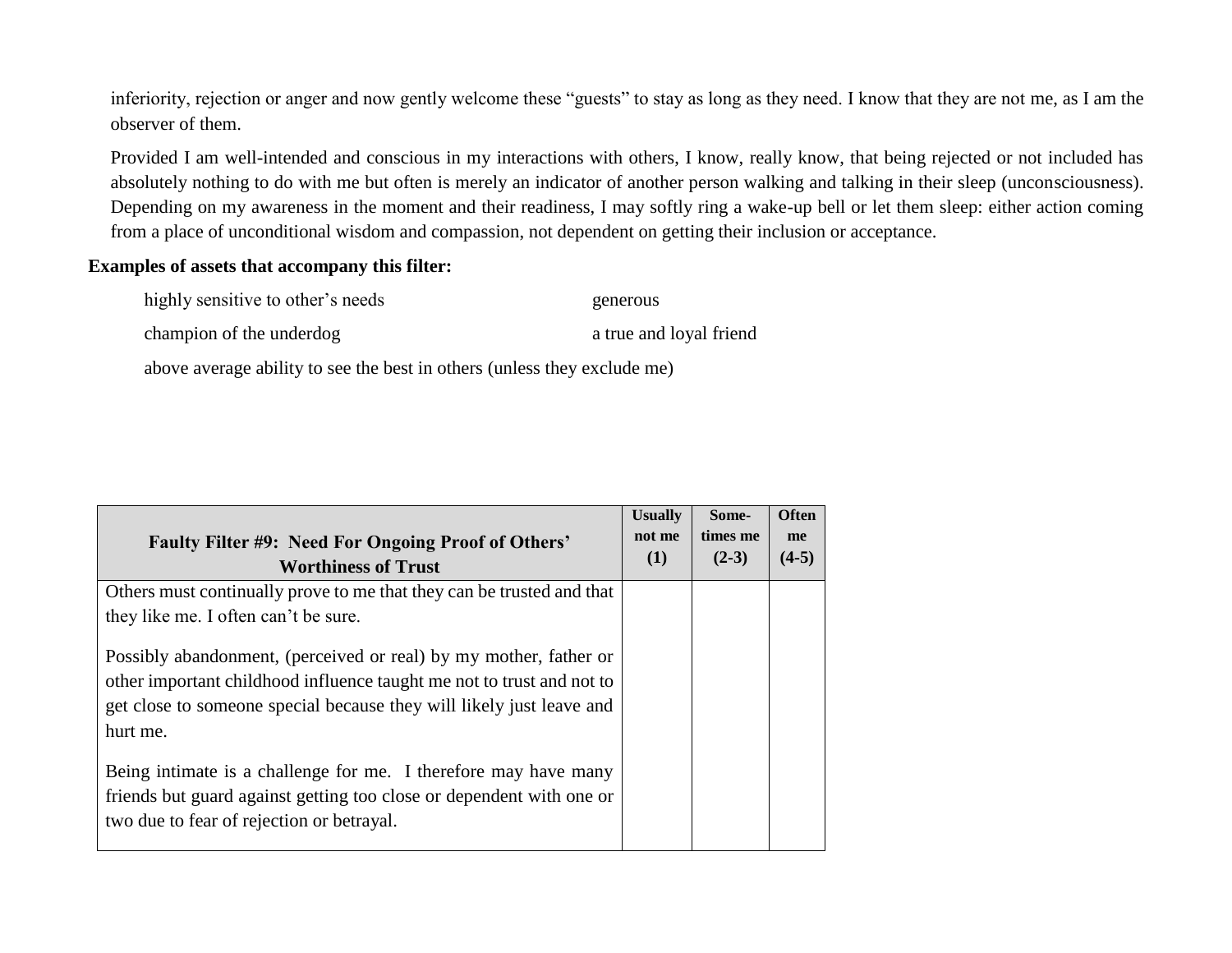inferiority, rejection or anger and now gently welcome these "guests" to stay as long as they need. I know that they are not me, as I am the observer of them.

Provided I am well-intended and conscious in my interactions with others, I know, really know, that being rejected or not included has absolutely nothing to do with me but often is merely an indicator of another person walking and talking in their sleep (unconsciousness). Depending on my awareness in the moment and their readiness, I may softly ring a wake-up bell or let them sleep: either action coming from a place of unconditional wisdom and compassion, not dependent on getting their inclusion or acceptance.

**Examples of assets that accompany this filter:**

- highly sensitive to other's needs
- generous
- champion of the underdog
- a true and loyal friend
- above average ability to see the best in others (unless they exclude me)

| **Faulty Filter #9: Need For Ongoing Proof of Others' Worthiness of Trust** | **Usually not me (1)** | **Some-times me (2-3)** | **Often me (4-5)** |
|---|---|---|---|
| Others must continually prove to me that they can be trusted and that they like me. I often can't be sure.<br><br>Possibly abandonment, (perceived or real) by my mother, father or other important childhood influence taught me not to trust and not to get close to someone special because they will likely just leave and hurt me.<br><br>Being intimate is a challenge for me. I therefore may have many friends but guard against getting too close or dependent with one or two due to fear of rejection or betrayal. | | | |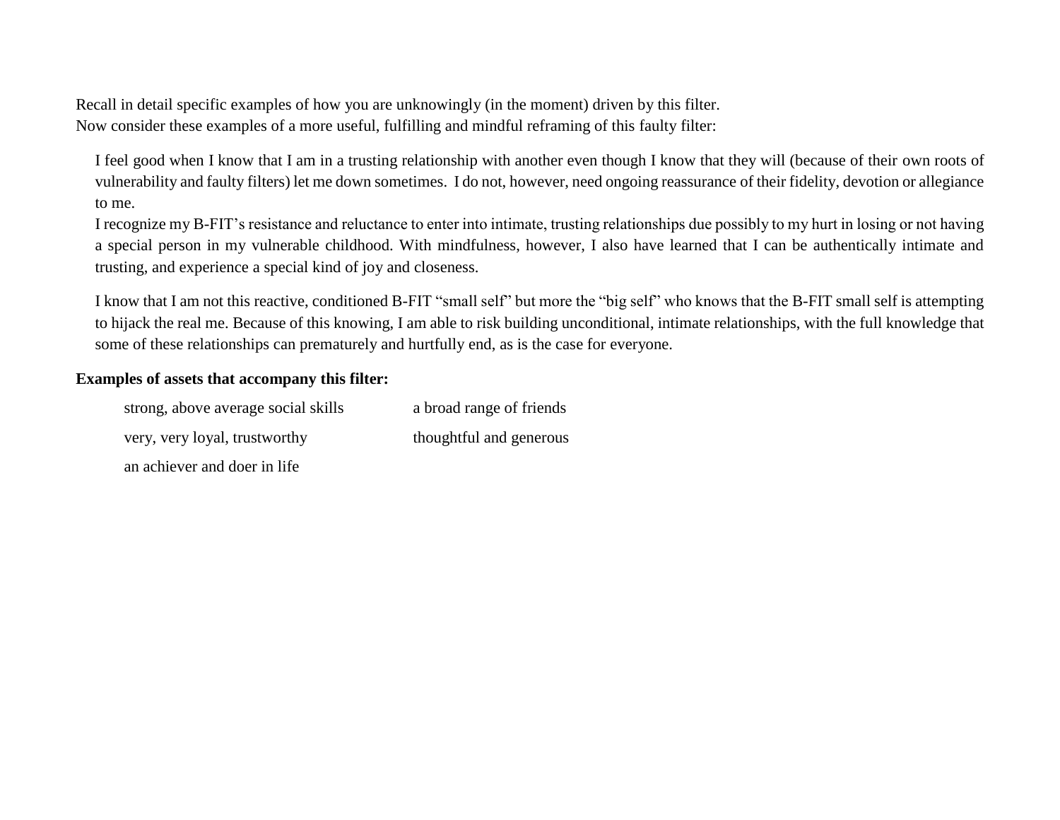Recall in detail specific examples of how you are unknowingly (in the moment) driven by this filter.
Now consider these examples of a more useful, fulfilling and mindful reframing of this faulty filter:

I feel good when I know that I am in a trusting relationship with another even though I know that they will (because of their own roots of vulnerability and faulty filters) let me down sometimes. I do not, however, need ongoing reassurance of their fidelity, devotion or allegiance to me.
I recognize my B-FIT's resistance and reluctance to enter into intimate, trusting relationships due possibly to my hurt in losing or not having a special person in my vulnerable childhood. With mindfulness, however, I also have learned that I can be authentically intimate and trusting, and experience a special kind of joy and closeness.

I know that I am not this reactive, conditioned B-FIT "small self" but more the "big self" who knows that the B-FIT small self is attempting to hijack the real me. Because of this knowing, I am able to risk building unconditional, intimate relationships, with the full knowledge that some of these relationships can prematurely and hurtfully end, as is the case for everyone.

**Examples of assets that accompany this filter:**

strong, above average social skills

a broad range of friends

very, very loyal, trustworthy

thoughtful and generous

an achiever and doer in life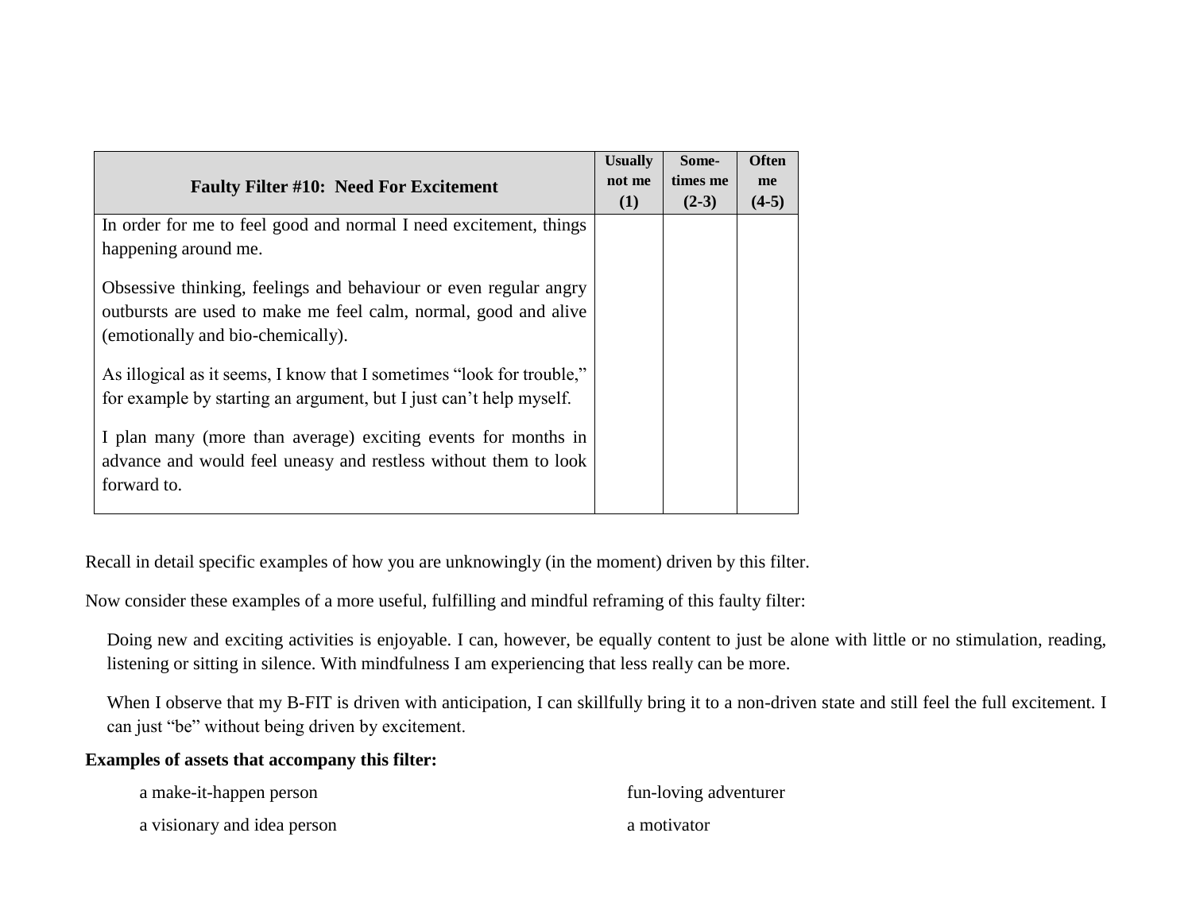| Faulty Filter #10: Need For Excitement | Usually not me (1) | Some-times me (2-3) | Often me (4-5) |
|---|---|---|---|
| In order for me to feel good and normal I need excitement, things happening around me. | | | |
| Obsessive thinking, feelings and behaviour or even regular angry outbursts are used to make me feel calm, normal, good and alive (emotionally and bio-chemically). | | | |
| As illogical as it seems, I know that I sometimes "look for trouble," for example by starting an argument, but I just can't help myself. | | | |
| I plan many (more than average) exciting events for months in advance and would feel uneasy and restless without them to look forward to. | | | |

Recall in detail specific examples of how you are unknowingly (in the moment) driven by this filter.

Now consider these examples of a more useful, fulfilling and mindful reframing of this faulty filter:

> Doing new and exciting activities is enjoyable. I can, however, be equally content to just be alone with little or no stimulation, reading, listening or sitting in silence. With mindfulness I am experiencing that less really can be more.
>
> When I observe that my B-FIT is driven with anticipation, I can skillfully bring it to a non-driven state and still feel the full excitement. I can just "be" without being driven by excitement.

**Examples of assets that accompany this filter:**

- a make-it-happen person
- a visionary and idea person
- fun-loving adventurer
- a motivator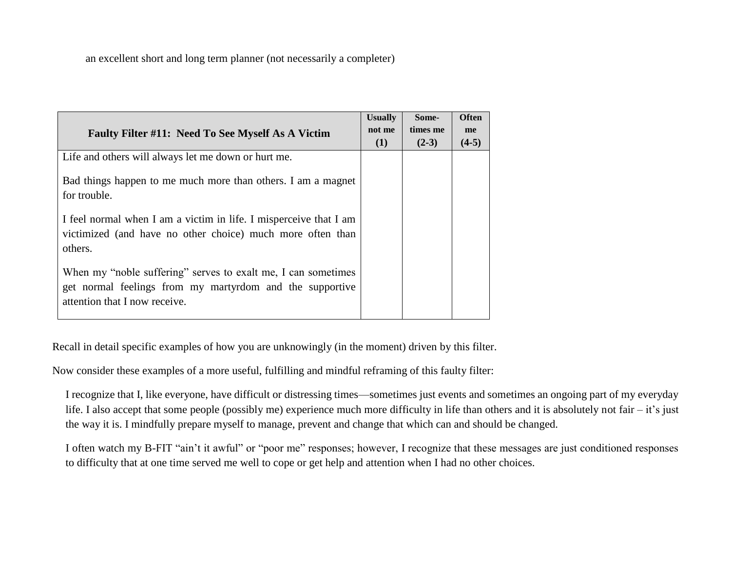an excellent short and long term planner (not necessarily a completer)

| **Faulty Filter #11: Need To See Myself As A Victim** | **Usually not me (1)** | **Some-times me (2-3)** | **Often me (4-5)** |
|---|---|---|---|
| Life and others will always let me down or hurt me. | | | |
| Bad things happen to me much more than others. I am a magnet for trouble. | | | |
| I feel normal when I am a victim in life. I misperceive that I am victimized (and have no other choice) much more often than others. | | | |
| When my "noble suffering" serves to exalt me, I can sometimes get normal feelings from my martyrdom and the supportive attention that I now receive. | | | |

Recall in detail specific examples of how you are unknowingly (in the moment) driven by this filter.

Now consider these examples of a more useful, fulfilling and mindful reframing of this faulty filter:

I recognize that I, like everyone, have difficult or distressing times—sometimes just events and sometimes an ongoing part of my everyday life. I also accept that some people (possibly me) experience much more difficulty in life than others and it is absolutely not fair – it's just the way it is. I mindfully prepare myself to manage, prevent and change that which can and should be changed.

I often watch my B-FIT "ain't it awful" or "poor me" responses; however, I recognize that these messages are just conditioned responses to difficulty that at one time served me well to cope or get help and attention when I had no other choices.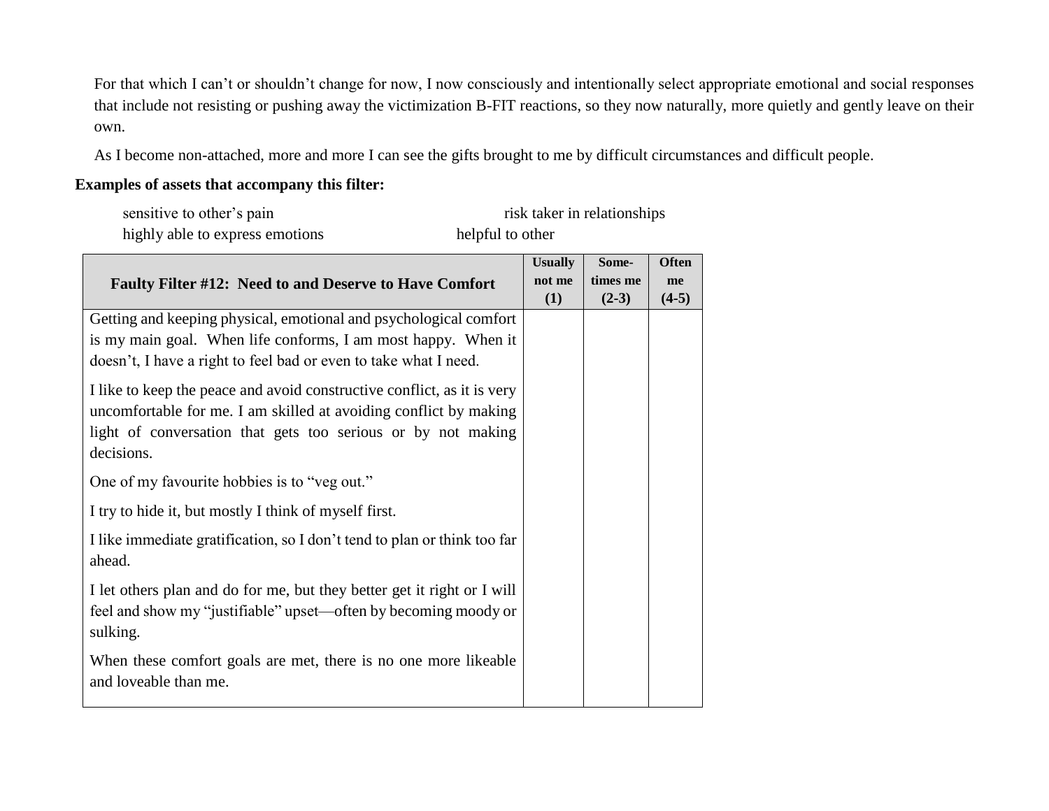For that which I can't or shouldn't change for now, I now consciously and intentionally select appropriate emotional and social responses that include not resisting or pushing away the victimization B-FIT reactions, so they now naturally, more quietly and gently leave on their own.

As I become non-attached, more and more I can see the gifts brought to me by difficult circumstances and difficult people.

**Examples of assets that accompany this filter:**

sensitive to other's pain
risk taker in relationships
highly able to express emotions
helpful to other

| Faulty Filter #12: Need to and Deserve to Have Comfort | Usually not me (1) | Some-times me (2-3) | Often me (4-5) |
| --- | --- | --- | --- |
| Getting and keeping physical, emotional and psychological comfort is my main goal. When life conforms, I am most happy. When it doesn't, I have a right to feel bad or even to take what I need. | | | |
| I like to keep the peace and avoid constructive conflict, as it is very uncomfortable for me. I am skilled at avoiding conflict by making light of conversation that gets too serious or by not making decisions. | | | |
| One of my favourite hobbies is to "veg out." | | | |
| I try to hide it, but mostly I think of myself first. | | | |
| I like immediate gratification, so I don't tend to plan or think too far ahead. | | | |
| I let others plan and do for me, but they better get it right or I will feel and show my "justifiable" upset—often by becoming moody or sulking. | | | |
| When these comfort goals are met, there is no one more likeable and loveable than me. | | | |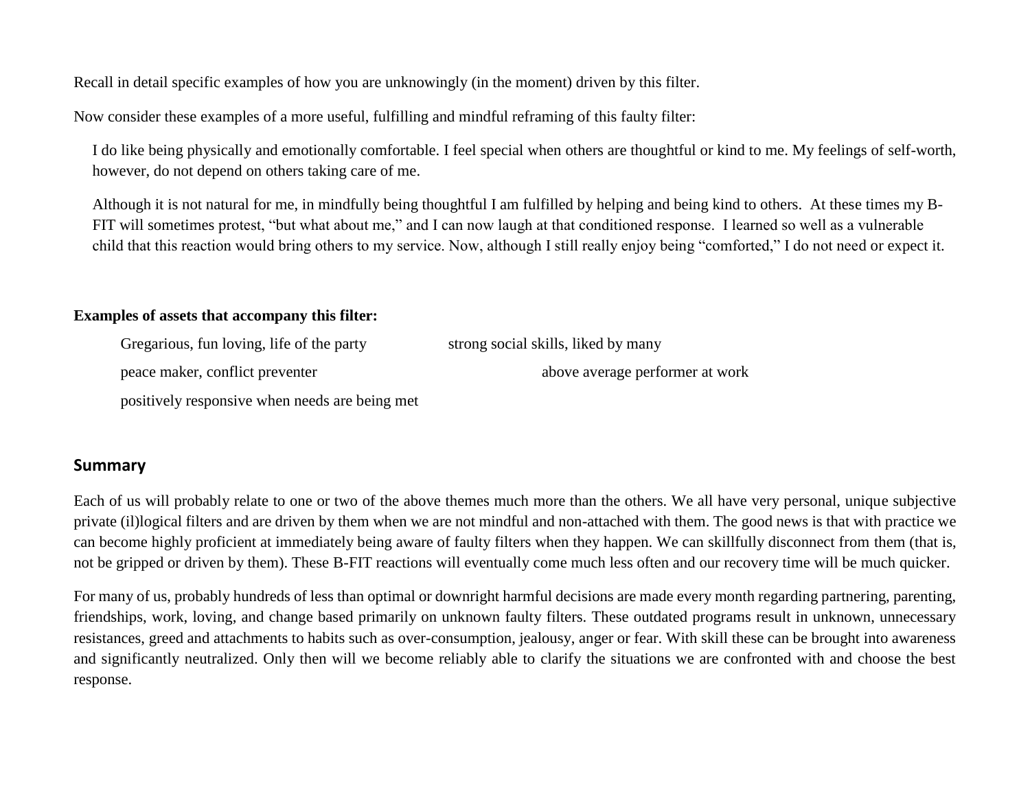Recall in detail specific examples of how you are unknowingly (in the moment) driven by this filter.

Now consider these examples of a more useful, fulfilling and mindful reframing of this faulty filter:

> I do like being physically and emotionally comfortable. I feel special when others are thoughtful or kind to me. My feelings of self-worth, however, do not depend on others taking care of me.
>
> Although it is not natural for me, in mindfully being thoughtful I am fulfilled by helping and being kind to others. At these times my B-FIT will sometimes protest, "but what about me," and I can now laugh at that conditioned response. I learned so well as a vulnerable child that this reaction would bring others to my service. Now, although I still really enjoy being "comforted," I do not need or expect it.

**Examples of assets that accompany this filter:**

- Gregarious, fun loving, life of the party
- strong social skills, liked by many
- peace maker, conflict preventer
- above average performer at work
- positively responsive when needs are being met

## Summary

Each of us will probably relate to one or two of the above themes much more than the others. We all have very personal, unique subjective private (il)logical filters and are driven by them when we are not mindful and non-attached with them. The good news is that with practice we can become highly proficient at immediately being aware of faulty filters when they happen. We can skillfully disconnect from them (that is, not be gripped or driven by them). These B-FIT reactions will eventually come much less often and our recovery time will be much quicker.

For many of us, probably hundreds of less than optimal or downright harmful decisions are made every month regarding partnering, parenting, friendships, work, loving, and change based primarily on unknown faulty filters. These outdated programs result in unknown, unnecessary resistances, greed and attachments to habits such as over-consumption, jealousy, anger or fear. With skill these can be brought into awareness and significantly neutralized. Only then will we become reliably able to clarify the situations we are confronted with and choose the best response.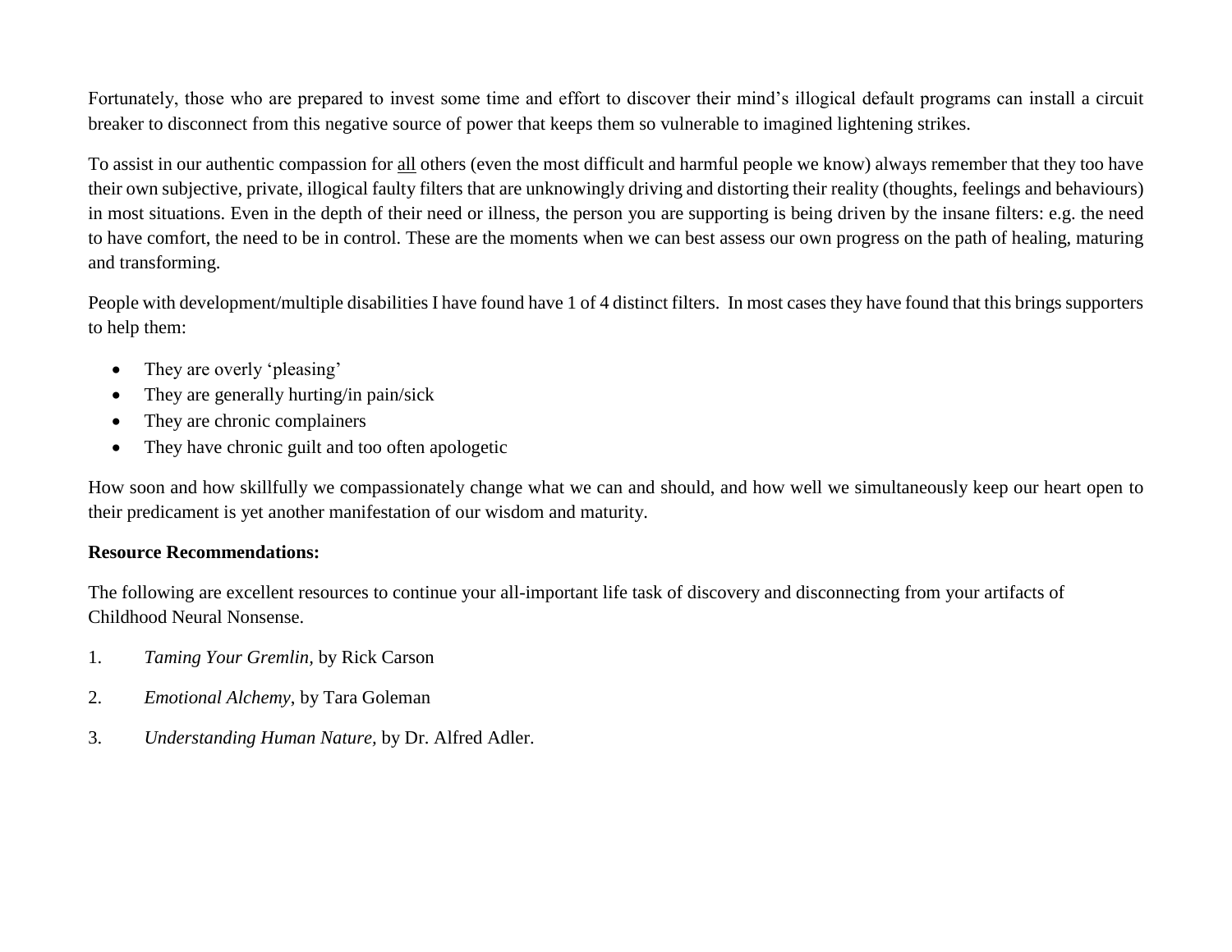Fortunately, those who are prepared to invest some time and effort to discover their mind's illogical default programs can install a circuit breaker to disconnect from this negative source of power that keeps them so vulnerable to imagined lightening strikes.

To assist in our authentic compassion for <u>all</u> others (even the most difficult and harmful people we know) always remember that they too have their own subjective, private, illogical faulty filters that are unknowingly driving and distorting their reality (thoughts, feelings and behaviours) in most situations. Even in the depth of their need or illness, the person you are supporting is being driven by the insane filters: e.g. the need to have comfort, the need to be in control. These are the moments when we can best assess our own progress on the path of healing, maturing and transforming.

People with development/multiple disabilities I have found have 1 of 4 distinct filters. In most cases they have found that this brings supporters to help them:

- They are overly 'pleasing'
- They are generally hurting/in pain/sick
- They are chronic complainers
- They have chronic guilt and too often apologetic

How soon and how skillfully we compassionately change what we can and should, and how well we simultaneously keep our heart open to their predicament is yet another manifestation of our wisdom and maturity.

**Resource Recommendations:**

The following are excellent resources to continue your all-important life task of discovery and disconnecting from your artifacts of Childhood Neural Nonsense.

1. *Taming Your Gremlin*, by Rick Carson
2. *Emotional Alchemy*, by Tara Goleman
3. *Understanding Human Nature*, by Dr. Alfred Adler.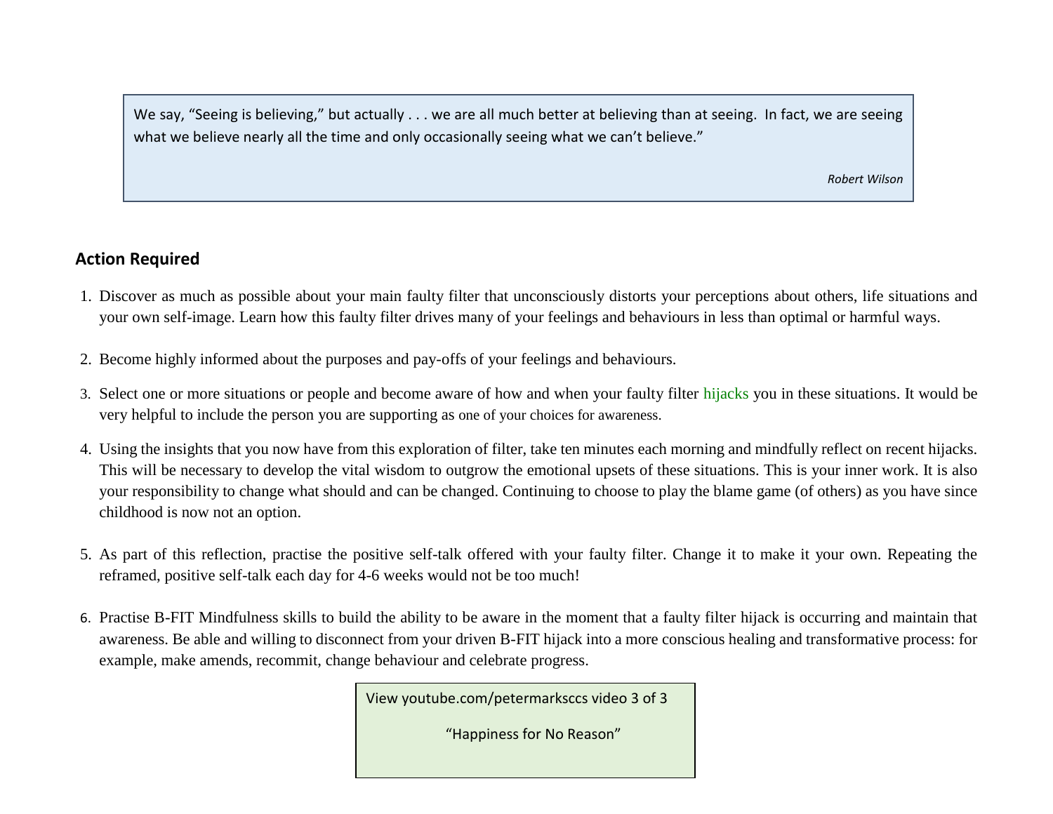> We say, "Seeing is believing," but actually . . . we are all much better at believing than at seeing. In fact, we are seeing what we believe nearly all the time and only occasionally seeing what we can't believe."
>
> *Robert Wilson*

## Action Required

1. Discover as much as possible about your main faulty filter that unconsciously distorts your perceptions about others, life situations and your own self-image. Learn how this faulty filter drives many of your feelings and behaviours in less than optimal or harmful ways.

2. Become highly informed about the purposes and pay-offs of your feelings and behaviours.

3. Select one or more situations or people and become aware of how and when your faulty filter hijacks you in these situations. It would be very helpful to include the person you are supporting as one of your choices for awareness.

4. Using the insights that you now have from this exploration of filter, take ten minutes each morning and mindfully reflect on recent hijacks. This will be necessary to develop the vital wisdom to outgrow the emotional upsets of these situations. This is your inner work. It is also your responsibility to change what should and can be changed. Continuing to choose to play the blame game (of others) as you have since childhood is now not an option.

5. As part of this reflection, practise the positive self-talk offered with your faulty filter. Change it to make it your own. Repeating the reframed, positive self-talk each day for 4-6 weeks would not be too much!

6. Practise B-FIT Mindfulness skills to build the ability to be aware in the moment that a faulty filter hijack is occurring and maintain that awareness. Be able and willing to disconnect from your driven B-FIT hijack into a more conscious healing and transformative process: for example, make amends, recommit, change behaviour and celebrate progress.

> View youtube.com/petermarksccs video 3 of 3
>
> "Happiness for No Reason"